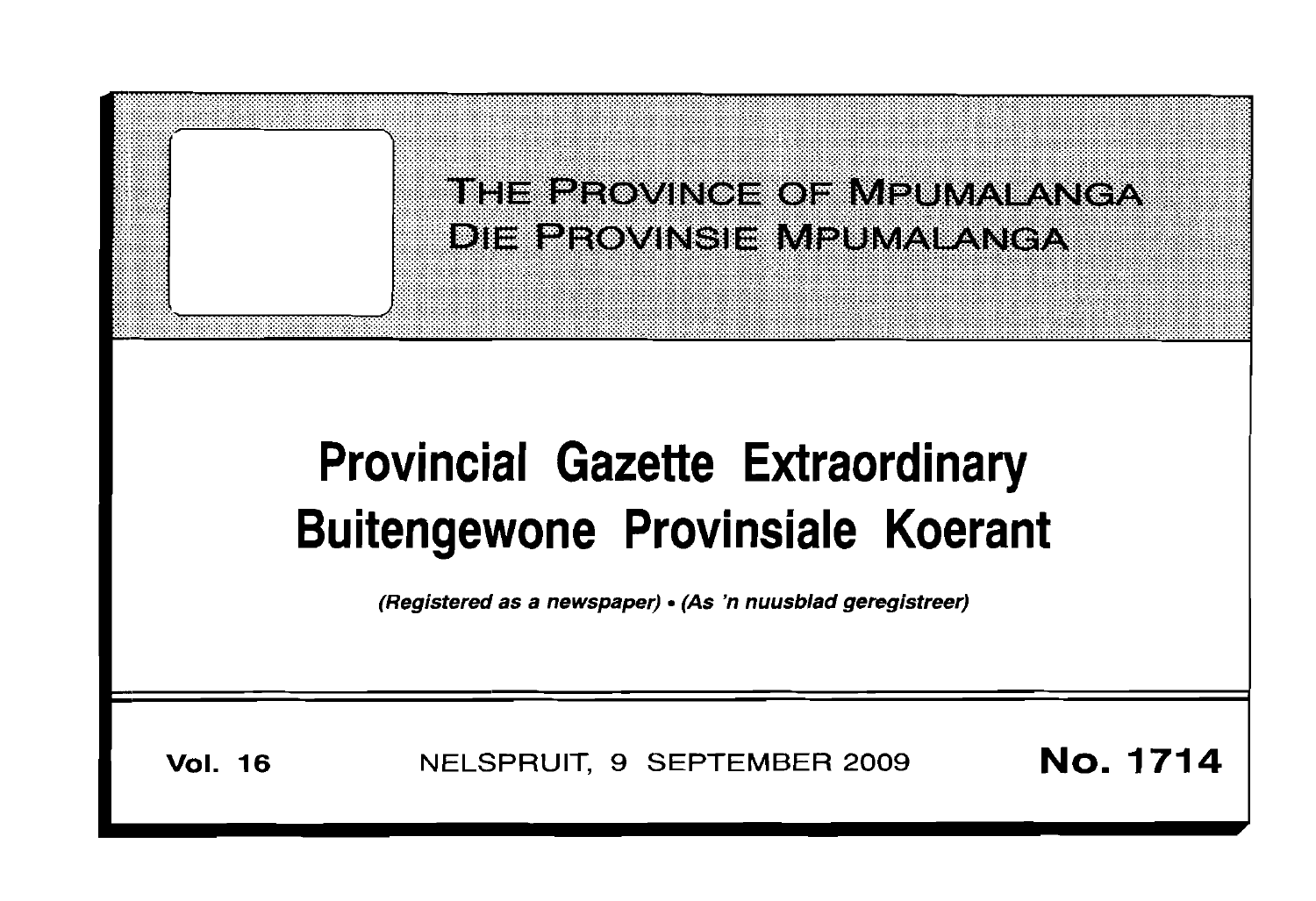THE PROVINCE OF MPUMALANGA
DIE PROVINSIE MPUMALANGA

# Provincial Gazette Extraordinary
# Buitengewone Provinsiale Koerant

*(Registered as a newspaper) • (As 'n nuusblad geregistreer)*

**Vol. 16** NELSPRUIT, 9 SEPTEMBER 2009 **No. 1714**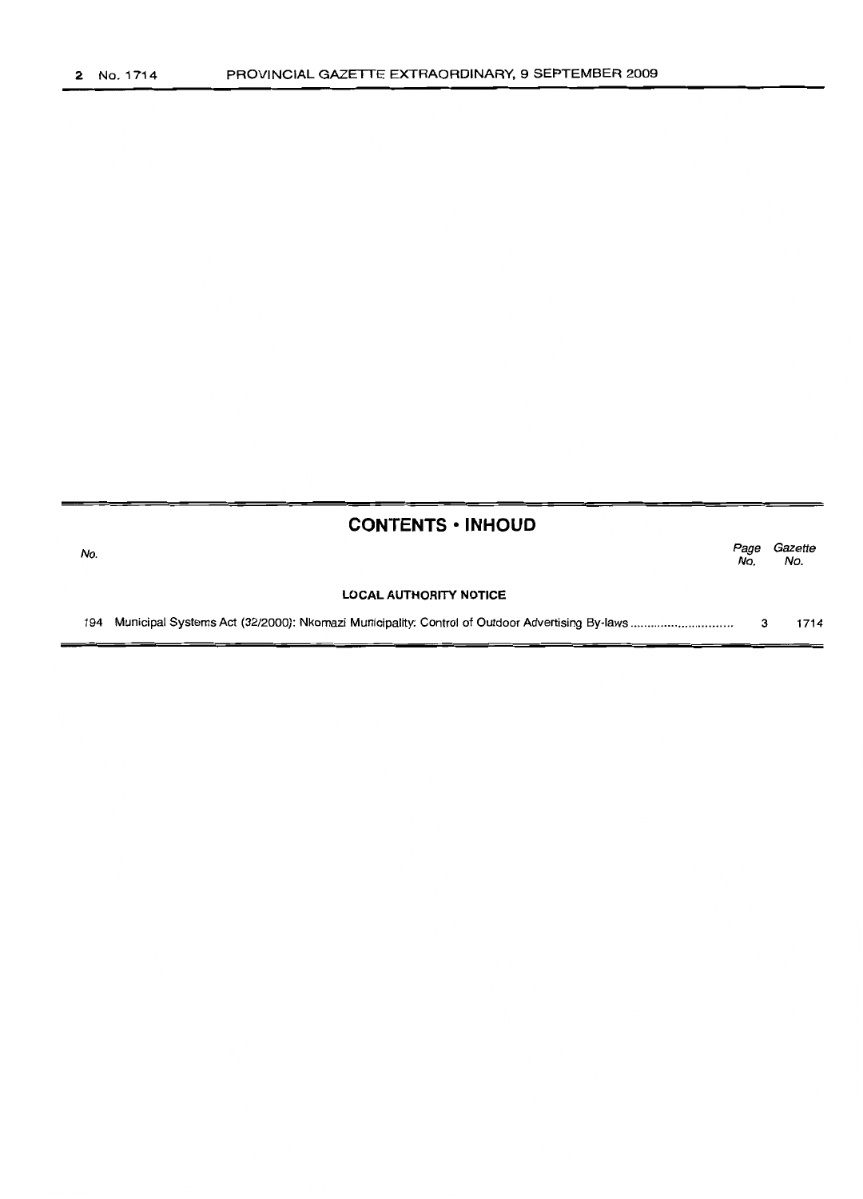## CONTENTS • INHOUD

| No. | | Page No. | Gazette No. |
|---|---|---|---|
| | **LOCAL AUTHORITY NOTICE** | | |
| 194 | Municipal Systems Act (32/2000): Nkomazi Municipality: Control of Outdoor Advertising By-laws .............................. | 3 | 1714 |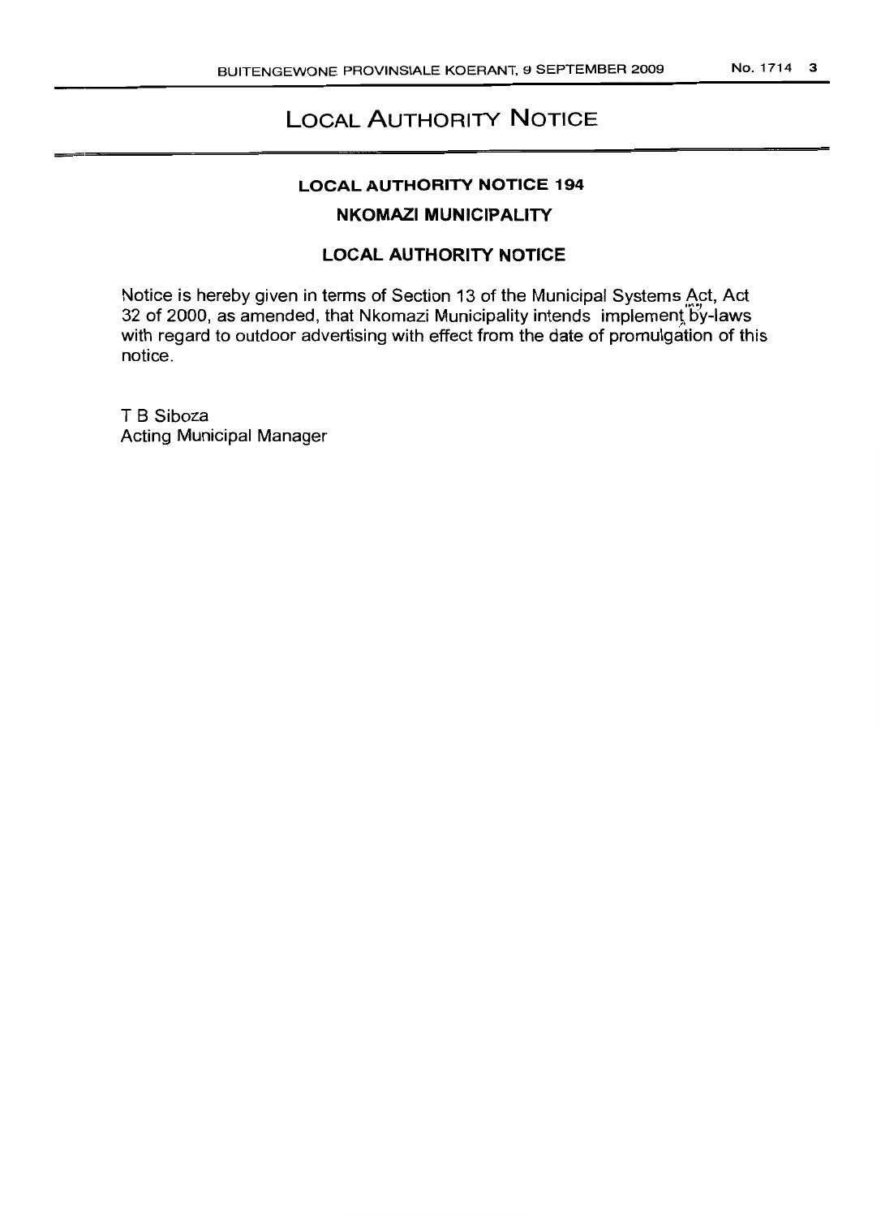# LOCAL AUTHORITY NOTICE

## LOCAL AUTHORITY NOTICE 194

### NKOMAZI MUNICIPALITY

### LOCAL AUTHORITY NOTICE

Notice is hereby given in terms of Section 13 of the Municipal Systems Act, Act 32 of 2000, as amended, that Nkomazi Municipality intends implement by-laws with regard to outdoor advertising with effect from the date of promulgation of this notice.

T B Siboza
Acting Municipal Manager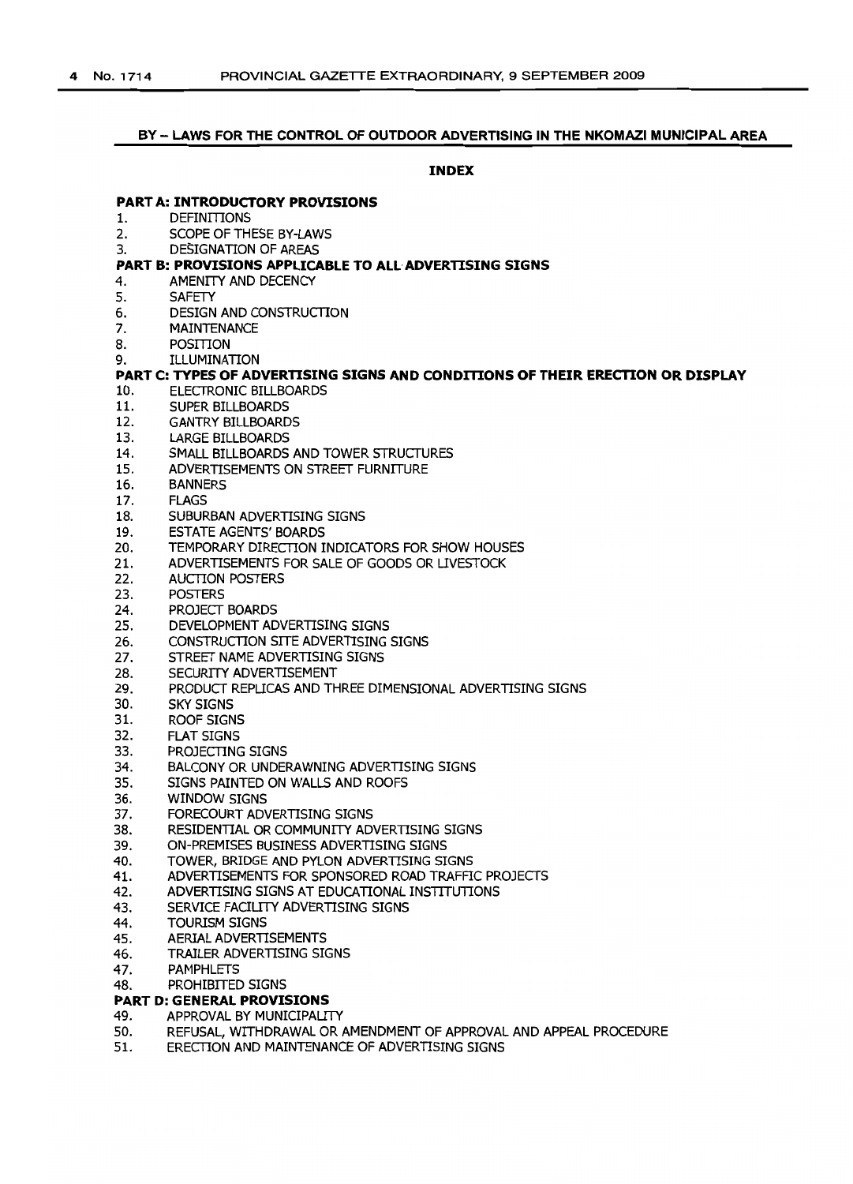## BY – LAWS FOR THE CONTROL OF OUTDOOR ADVERTISING IN THE NKOMAZI MUNICIPAL AREA

### INDEX

**PART A: INTRODUCTORY PROVISIONS**

1. DEFINITIONS
2. SCOPE OF THESE BY-LAWS
3. DESIGNATION OF AREAS

**PART B: PROVISIONS APPLICABLE TO ALL ADVERTISING SIGNS**

4. AMENITY AND DECENCY
5. SAFETY
6. DESIGN AND CONSTRUCTION
7. MAINTENANCE
8. POSITION
9. ILLUMINATION

**PART C: TYPES OF ADVERTISING SIGNS AND CONDITIONS OF THEIR ERECTION OR DISPLAY**

10. ELECTRONIC BILLBOARDS
11. SUPER BILLBOARDS
12. GANTRY BILLBOARDS
13. LARGE BILLBOARDS
14. SMALL BILLBOARDS AND TOWER STRUCTURES
15. ADVERTISEMENTS ON STREET FURNITURE
16. BANNERS
17. FLAGS
18. SUBURBAN ADVERTISING SIGNS
19. ESTATE AGENTS' BOARDS
20. TEMPORARY DIRECTION INDICATORS FOR SHOW HOUSES
21. ADVERTISEMENTS FOR SALE OF GOODS OR LIVESTOCK
22. AUCTION POSTERS
23. POSTERS
24. PROJECT BOARDS
25. DEVELOPMENT ADVERTISING SIGNS
26. CONSTRUCTION SITE ADVERTISING SIGNS
27. STREET NAME ADVERTISING SIGNS
28. SECURITY ADVERTISEMENT
29. PRODUCT REPLICAS AND THREE DIMENSIONAL ADVERTISING SIGNS
30. SKY SIGNS
31. ROOF SIGNS
32. FLAT SIGNS
33. PROJECTING SIGNS
34. BALCONY OR UNDERAWNING ADVERTISING SIGNS
35. SIGNS PAINTED ON WALLS AND ROOFS
36. WINDOW SIGNS
37. FORECOURT ADVERTISING SIGNS
38. RESIDENTIAL OR COMMUNITY ADVERTISING SIGNS
39. ON-PREMISES BUSINESS ADVERTISING SIGNS
40. TOWER, BRIDGE AND PYLON ADVERTISING SIGNS
41. ADVERTISEMENTS FOR SPONSORED ROAD TRAFFIC PROJECTS
42. ADVERTISING SIGNS AT EDUCATIONAL INSTITUTIONS
43. SERVICE FACILITY ADVERTISING SIGNS
44. TOURISM SIGNS
45. AERIAL ADVERTISEMENTS
46. TRAILER ADVERTISING SIGNS
47. PAMPHLETS
48. PROHIBITED SIGNS

**PART D: GENERAL PROVISIONS**

49. APPROVAL BY MUNICIPALITY
50. REFUSAL, WITHDRAWAL OR AMENDMENT OF APPROVAL AND APPEAL PROCEDURE
51. ERECTION AND MAINTENANCE OF ADVERTISING SIGNS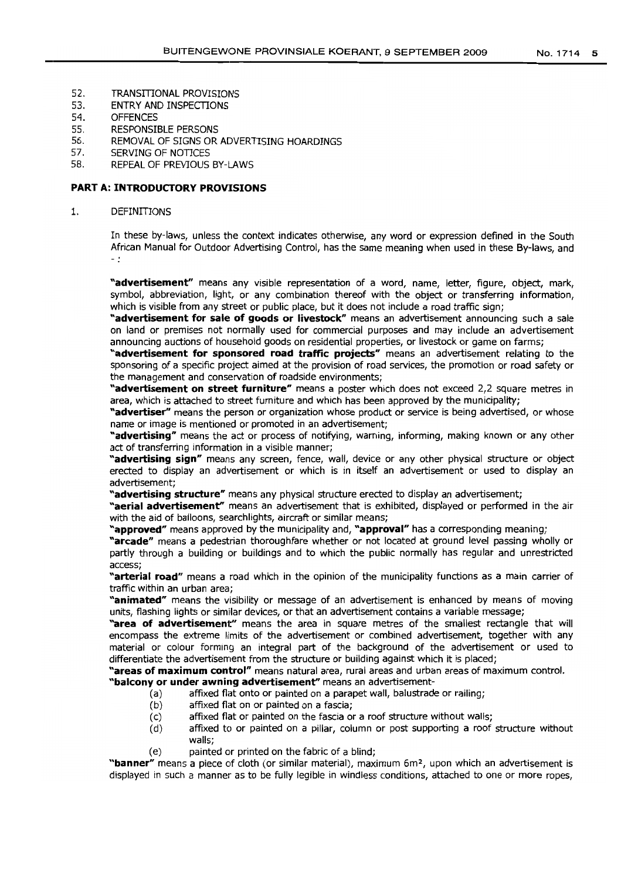52. TRANSITIONAL PROVISIONS
53. ENTRY AND INSPECTIONS
54. OFFENCES
55. RESPONSIBLE PERSONS
56. REMOVAL OF SIGNS OR ADVERTISING HOARDINGS
57. SERVING OF NOTICES
58. REPEAL OF PREVIOUS BY-LAWS

## PART A: INTRODUCTORY PROVISIONS

1. DEFINITIONS

In these by-laws, unless the context indicates otherwise, any word or expression defined in the South African Manual for Outdoor Advertising Control, has the same meaning when used in these By-laws, and -:

**"advertisement"** means any visible representation of a word, name, letter, figure, object, mark, symbol, abbreviation, light, or any combination thereof with the object or transferring information, which is visible from any street or public place, but it does not include a road traffic sign;

**"advertisement for sale of goods or livestock"** means an advertisement announcing such a sale on land or premises not normally used for commercial purposes and may include an advertisement announcing auctions of household goods on residential properties, or livestock or game on farms;

**"advertisement for sponsored road traffic projects"** means an advertisement relating to the sponsoring of a specific project aimed at the provision of road services, the promotion or road safety or the management and conservation of roadside environments;

**"advertisement on street furniture"** means a poster which does not exceed 2,2 square metres in area, which is attached to street furniture and which has been approved by the municipality;

**"advertiser"** means the person or organization whose product or service is being advertised, or whose name or image is mentioned or promoted in an advertisement;

**"advertising"** means the act or process of notifying, warning, informing, making known or any other act of transferring information in a visible manner;

**"advertising sign"** means any screen, fence, wall, device or any other physical structure or object erected to display an advertisement or which is in itself an advertisement or used to display an advertisement;

**"advertising structure"** means any physical structure erected to display an advertisement;

**"aerial advertisement"** means an advertisement that is exhibited, displayed or performed in the air with the aid of balloons, searchlights, aircraft or similar means;

**"approved"** means approved by the municipality and, **"approval"** has a corresponding meaning;

**"arcade"** means a pedestrian thoroughfare whether or not located at ground level passing wholly or partly through a building or buildings and to which the public normally has regular and unrestricted access;

**"arterial road"** means a road which in the opinion of the municipality functions as a main carrier of traffic within an urban area;

**"animated"** means the visibility or message of an advertisement is enhanced by means of moving units, flashing lights or similar devices, or that an advertisement contains a variable message;

**"area of advertisement"** means the area in square metres of the smallest rectangle that will encompass the extreme limits of the advertisement or combined advertisement, together with any material or colour forming an integral part of the background of the advertisement or used to differentiate the advertisement from the structure or building against which it is placed;

**"areas of maximum control"** means natural area, rural areas and urban areas of maximum control.

**"balcony or under awning advertisement"** means an advertisement-

(a) affixed flat onto or painted on a parapet wall, balustrade or railing;
(b) affixed flat on or painted on a fascia;
(c) affixed flat or painted on the fascia or a roof structure without walls;
(d) affixed to or painted on a pillar, column or post supporting a roof structure without walls;
(e) painted or printed on the fabric of a blind;

**"banner"** means a piece of cloth (or similar material), maximum 6m², upon which an advertisement is displayed in such a manner as to be fully legible in windless conditions, attached to one or more ropes,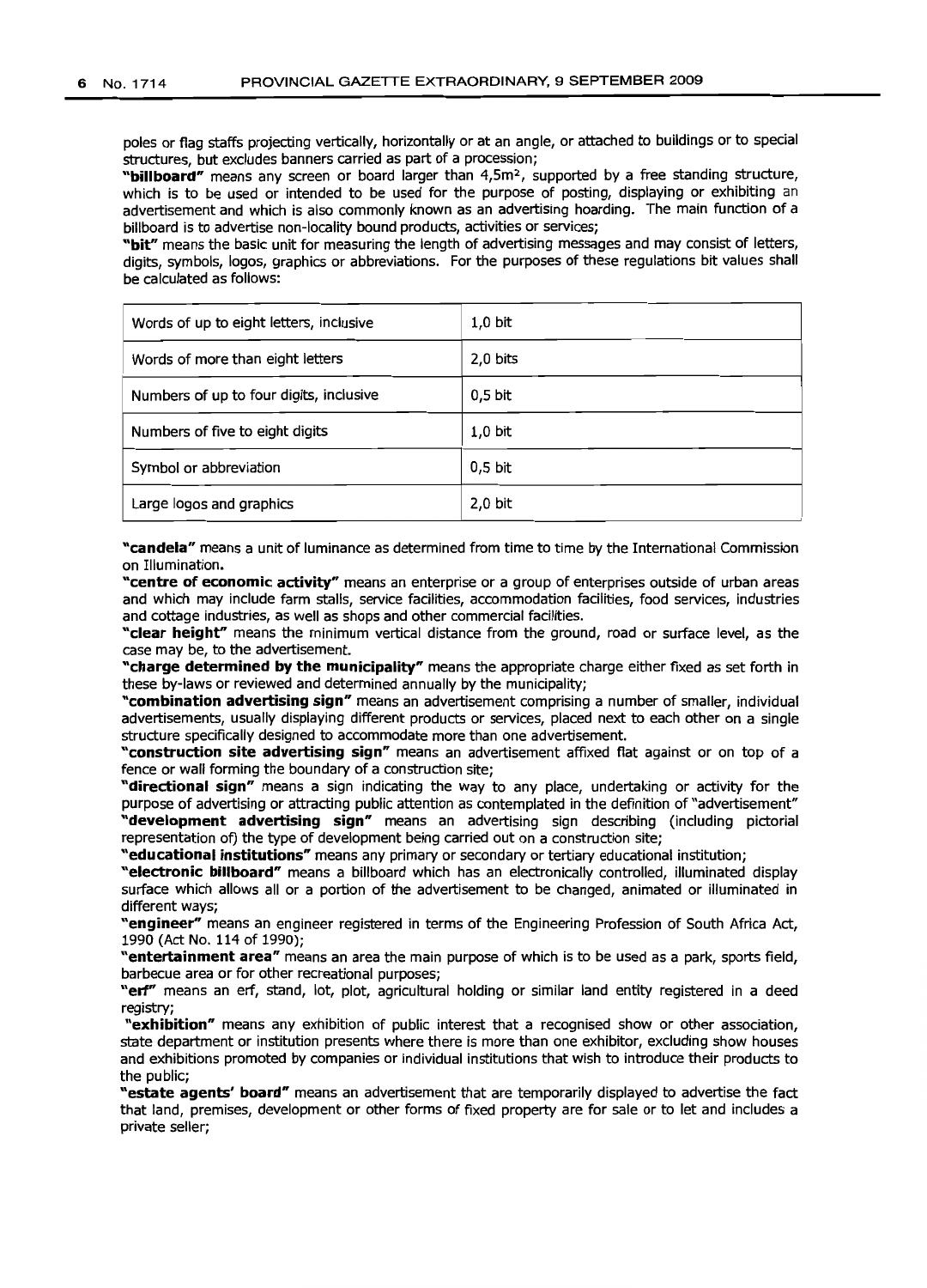poles or flag staffs projecting vertically, horizontally or at an angle, or attached to buildings or to special structures, but excludes banners carried as part of a procession;

**"billboard"** means any screen or board larger than 4,5m$^2$, supported by a free standing structure, which is to be used or intended to be used for the purpose of posting, displaying or exhibiting an advertisement and which is also commonly known as an advertising hoarding. The main function of a billboard is to advertise non-locality bound products, activities or services;

**"bit"** means the basic unit for measuring the length of advertising messages and may consist of letters, digits, symbols, logos, graphics or abbreviations. For the purposes of these regulations bit values shall be calculated as follows:

| | |
|---|---|
| Words of up to eight letters, inclusive | 1,0 bit |
| Words of more than eight letters | 2,0 bits |
| Numbers of up to four digits, inclusive | 0,5 bit |
| Numbers of five to eight digits | 1,0 bit |
| Symbol or abbreviation | 0,5 bit |
| Large logos and graphics | 2,0 bit |

**"candela"** means a unit of luminance as determined from time to time by the International Commission on Illumination.

**"centre of economic activity"** means an enterprise or a group of enterprises outside of urban areas and which may include farm stalls, service facilities, accommodation facilities, food services, industries and cottage industries, as well as shops and other commercial facilities.

**"clear height"** means the minimum vertical distance from the ground, road or surface level, as the case may be, to the advertisement.

**"charge determined by the municipality"** means the appropriate charge either fixed as set forth in these by-laws or reviewed and determined annually by the municipality;

**"combination advertising sign"** means an advertisement comprising a number of smaller, individual advertisements, usually displaying different products or services, placed next to each other on a single structure specifically designed to accommodate more than one advertisement.

**"construction site advertising sign"** means an advertisement affixed flat against or on top of a fence or wall forming the boundary of a construction site;

**"directional sign"** means a sign indicating the way to any place, undertaking or activity for the purpose of advertising or attracting public attention as contemplated in the definition of "advertisement"

**"development advertising sign"** means an advertising sign describing (including pictorial representation of) the type of development being carried out on a construction site;

**"educational institutions"** means any primary or secondary or tertiary educational institution;

**"electronic billboard"** means a billboard which has an electronically controlled, illuminated display surface which allows all or a portion of the advertisement to be changed, animated or illuminated in different ways;

**"engineer"** means an engineer registered in terms of the Engineering Profession of South Africa Act, 1990 (Act No. 114 of 1990);

**"entertainment area"** means an area the main purpose of which is to be used as a park, sports field, barbecue area or for other recreational purposes;

**"erf"** means an erf, stand, lot, plot, agricultural holding or similar land entity registered in a deed registry;

**"exhibition"** means any exhibition of public interest that a recognised show or other association, state department or institution presents where there is more than one exhibitor, excluding show houses and exhibitions promoted by companies or individual institutions that wish to introduce their products to the public;

**"estate agents' board"** means an advertisement that are temporarily displayed to advertise the fact that land, premises, development or other forms of fixed property are for sale or to let and includes a private seller;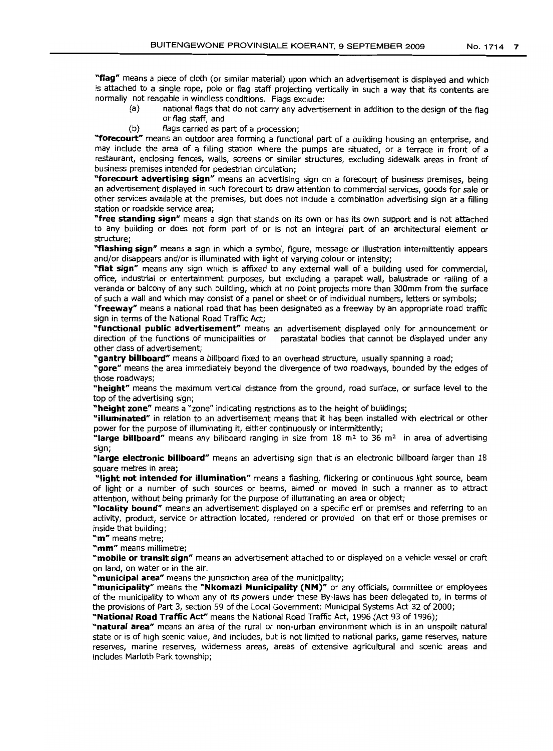**"flag"** means a piece of cloth (or similar material) upon which an advertisement is displayed and which is attached to a single rope, pole or flag staff projecting vertically in such a way that its contents are normally not readable in windless conditions. Flags exclude:

(a) national flags that do not carry any advertisement in addition to the design of the flag or flag staff, and

(b) flags carried as part of a procession;

**"forecourt"** means an outdoor area forming a functional part of a building housing an enterprise, and may include the area of a filling station where the pumps are situated, or a terrace in front of a restaurant, enclosing fences, walls, screens or similar structures, excluding sidewalk areas in front of business premises intended for pedestrian circulation;

**"forecourt advertising sign"** means an advertising sign on a forecourt of business premises, being an advertisement displayed in such forecourt to draw attention to commercial services, goods for sale or other services available at the premises, but does not include a combination advertising sign at a filling station or roadside service area;

**"free standing sign"** means a sign that stands on its own or has its own support and is not attached to any building or does not form part of or is not an integral part of an architectural element or structure;

**"flashing sign"** means a sign in which a symbol, figure, message or illustration intermittently appears and/or disappears and/or is illuminated with light of varying colour or intensity;

**"flat sign"** means any sign which is affixed to any external wall of a building used for commercial, office, industrial or entertainment purposes, but excluding a parapet wall, balustrade or railing of a veranda or balcony of any such building, which at no point projects more than 300mm from the surface of such a wall and which may consist of a panel or sheet or of individual numbers, letters or symbols;

**"freeway"** means a national road that has been designated as a freeway by an appropriate road traffic sign in terms of the National Road Traffic Act;

**"functional public advertisement"** means an advertisement displayed only for announcement or direction of the functions of municipalities or parastatal bodies that cannot be displayed under any other class of advertisement;

**"gantry billboard"** means a billboard fixed to an overhead structure, usually spanning a road;

**"gore"** means the area immediately beyond the divergence of two roadways, bounded by the edges of those roadways;

**"height"** means the maximum vertical distance from the ground, road surface, or surface level to the top of the advertising sign;

**"height zone"** means a "zone" indicating restrictions as to the height of buildings;

**"illuminated"** in relation to an advertisement means that it has been installed with electrical or other power for the purpose of illuminating it, either continuously or intermittently;

**"large billboard"** means any billboard ranging in size from 18 $m^2$ to 36 $m^2$ in area of advertising sign;

**"large electronic billboard"** means an advertising sign that is an electronic billboard larger than 18 square metres in area;

**"light not intended for illumination"** means a flashing, flickering or continuous light source, beam of light or a number of such sources or beams, aimed or moved in such a manner as to attract attention, without being primarily for the purpose of illuminating an area or object;

**"locality bound"** means an advertisement displayed on a specific erf or premises and referring to an activity, product, service or attraction located, rendered or provided on that erf or those premises or inside that building;

**"m"** means metre;

**"mm"** means millimetre;

**"mobile or transit sign"** means an advertisement attached to or displayed on a vehicle vessel or craft on land, on water or in the air.

**"municipal area"** means the jurisdiction area of the municipality;

**"municipality"** means the **"Nkomazi Municipality (NM)"** or any officials, committee or employees of the municipality to whom any of its powers under these By-laws has been delegated to, in terms of the provisions of Part 3, section 59 of the Local Government: Municipal Systems Act 32 of 2000;

**"National Road Traffic Act"** means the National Road Traffic Act, 1996 (Act 93 of 1996);

**"natural area"** means an area of the rural or non-urban environment which is in an unspoilt natural state or is of high scenic value, and includes, but is not limited to national parks, game reserves, nature reserves, marine reserves, wilderness areas, areas of extensive agricultural and scenic areas and includes Marloth Park township;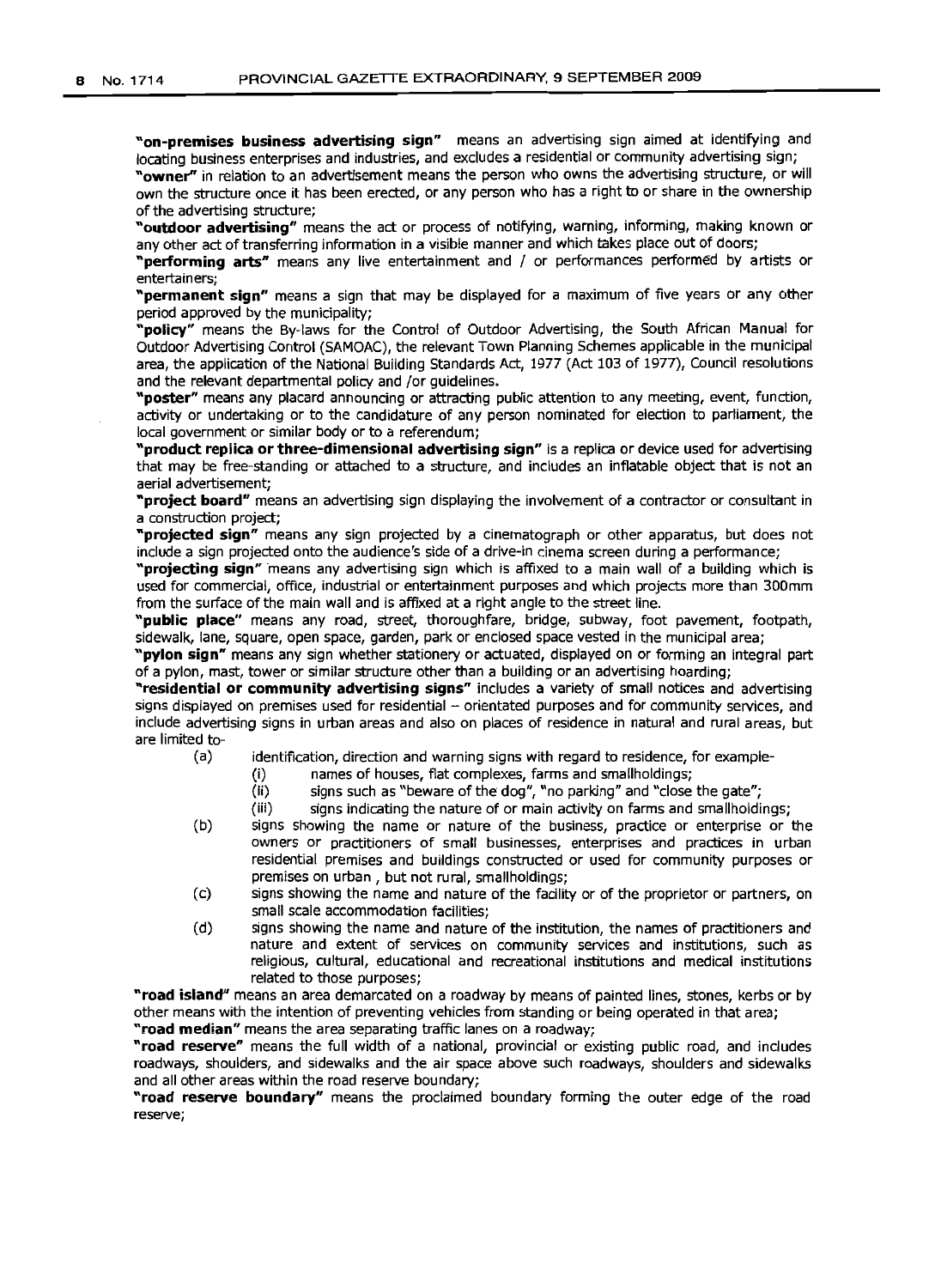**"on-premises business advertising sign"** means an advertising sign aimed at identifying and locating business enterprises and industries, and excludes a residential or community advertising sign;

**"owner"** in relation to an advertisement means the person who owns the advertising structure, or will own the structure once it has been erected, or any person who has a right to or share in the ownership of the advertising structure;

**"outdoor advertising"** means the act or process of notifying, warning, informing, making known or any other act of transferring information in a visible manner and which takes place out of doors;

**"performing arts"** means any live entertainment and / or performances performed by artists or entertainers;

**"permanent sign"** means a sign that may be displayed for a maximum of five years or any other period approved by the municipality;

**"policy"** means the By-laws for the Control of Outdoor Advertising, the South African Manual for Outdoor Advertising Control (SAMOAC), the relevant Town Planning Schemes applicable in the municipal area, the application of the National Building Standards Act, 1977 (Act 103 of 1977), Council resolutions and the relevant departmental policy and /or guidelines.

**"poster"** means any placard announcing or attracting public attention to any meeting, event, function, activity or undertaking or to the candidature of any person nominated for election to parliament, the local government or similar body or to a referendum;

**"product replica or three-dimensional advertising sign"** is a replica or device used for advertising that may be free-standing or attached to a structure, and includes an inflatable object that is not an aerial advertisement;

**"project board"** means an advertising sign displaying the involvement of a contractor or consultant in a construction project;

**"projected sign"** means any sign projected by a cinematograph or other apparatus, but does not include a sign projected onto the audience's side of a drive-in cinema screen during a performance;

**"projecting sign"** means any advertising sign which is affixed to a main wall of a building which is used for commercial, office, industrial or entertainment purposes and which projects more than 300mm from the surface of the main wall and is affixed at a right angle to the street line.

**"public place"** means any road, street, thoroughfare, bridge, subway, foot pavement, footpath, sidewalk, lane, square, open space, garden, park or enclosed space vested in the municipal area;

**"pylon sign"** means any sign whether stationery or actuated, displayed on or forming an integral part of a pylon, mast, tower or similar structure other than a building or an advertising hoarding;

**"residential or community advertising signs"** includes a variety of small notices and advertising signs displayed on premises used for residential – orientated purposes and for community services, and include advertising signs in urban areas and also on places of residence in natural and rural areas, but are limited to-

(a) identification, direction and warning signs with regard to residence, for example-

   (i) names of houses, flat complexes, farms and smallholdings;

   (ii) signs such as "beware of the dog", "no parking" and "close the gate";

   (iii) signs indicating the nature of or main activity on farms and smallholdings;

(b) signs showing the name or nature of the business, practice or enterprise or the owners or practitioners of small businesses, enterprises and practices in urban residential premises and buildings constructed or used for community purposes or premises on urban , but not rural, smallholdings;

(c) signs showing the name and nature of the facility or of the proprietor or partners, on small scale accommodation facilities;

(d) signs showing the name and nature of the institution, the names of practitioners and nature and extent of services on community services and institutions, such as religious, cultural, educational and recreational institutions and medical institutions related to those purposes;

**"road island"** means an area demarcated on a roadway by means of painted lines, stones, kerbs or by other means with the intention of preventing vehicles from standing or being operated in that area;

**"road median"** means the area separating traffic lanes on a roadway;

**"road reserve"** means the full width of a national, provincial or existing public road, and includes roadways, shoulders, and sidewalks and the air space above such roadways, shoulders and sidewalks and all other areas within the road reserve boundary;

**"road reserve boundary"** means the proclaimed boundary forming the outer edge of the road reserve;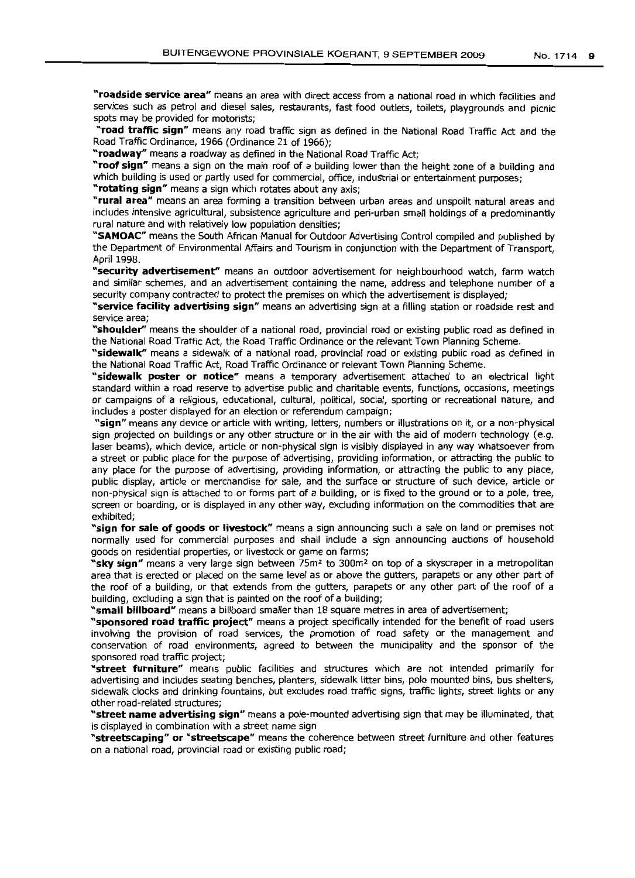**"roadside service area"** means an area with direct access from a national road in which facilities and services such as petrol and diesel sales, restaurants, fast food outlets, toilets, playgrounds and picnic spots may be provided for motorists;

**"road traffic sign"** means any road traffic sign as defined in the National Road Traffic Act and the Road Traffic Ordinance, 1966 (Ordinance 21 of 1966);

**"roadway"** means a roadway as defined in the National Road Traffic Act;

**"roof sign"** means a sign on the main roof of a building lower than the height zone of a building and which building is used or partly used for commercial, office, industrial or entertainment purposes;

**"rotating sign"** means a sign which rotates about any axis;

**"rural area"** means an area forming a transition between urban areas and unspoilt natural areas and includes intensive agricultural, subsistence agriculture and peri-urban small holdings of a predominantly rural nature and with relatively low population densities;

**"SAMOAC"** means the South African Manual for Outdoor Advertising Control compiled and published by the Department of Environmental Affairs and Tourism in conjunction with the Department of Transport, April 1998.

**"security advertisement"** means an outdoor advertisement for neighbourhood watch, farm watch and similar schemes, and an advertisement containing the name, address and telephone number of a security company contracted to protect the premises on which the advertisement is displayed;

**"service facility advertising sign"** means an advertising sign at a filling station or roadside rest and service area;

**"shoulder"** means the shoulder of a national road, provincial road or existing public road as defined in the National Road Traffic Act, the Road Traffic Ordinance or the relevant Town Planning Scheme.

**"sidewalk"** means a sidewalk of a national road, provincial road or existing public road as defined in the National Road Traffic Act, Road Traffic Ordinance or relevant Town Planning Scheme.

**"sidewalk poster or notice"** means a temporary advertisement attached to an electrical light standard within a road reserve to advertise public and charitable events, functions, occasions, meetings or campaigns of a religious, educational, cultural, political, social, sporting or recreational nature, and includes a poster displayed for an election or referendum campaign;

**"sign"** means any device or article with writing, letters, numbers or illustrations on it, or a non-physical sign projected on buildings or any other structure or in the air with the aid of modern technology (e.g. laser beams), which device, article or non-physical sign is visibly displayed in any way whatsoever from a street or public place for the purpose of advertising, providing information, or attracting the public to any place for the purpose of advertising, providing information, or attracting the public to any place, public display, article or merchandise for sale, and the surface or structure of such device, article or non-physical sign is attached to or forms part of a building, or is fixed to the ground or to a pole, tree, screen or boarding, or is displayed in any other way, excluding information on the commodities that are exhibited;

**"sign for sale of goods or livestock"** means a sign announcing such a sale on land or premises not normally used for commercial purposes and shall include a sign announcing auctions of household goods on residential properties, or livestock or game on farms;

**"sky sign"** means a very large sign between 75m² to 300m² on top of a skyscraper in a metropolitan area that is erected or placed on the same level as or above the gutters, parapets or any other part of the roof of a building, or that extends from the gutters, parapets or any other part of the roof of a building, excluding a sign that is painted on the roof of a building;

**"small billboard"** means a billboard smaller than 18 square metres in area of advertisement;

**"sponsored road traffic project"** means a project specifically intended for the benefit of road users involving the provision of road services, the promotion of road safety or the management and conservation of road environments, agreed to between the municipality and the sponsor of the sponsored road traffic project;

**"street furniture"** means public facilities and structures which are not intended primarily for advertising and includes seating benches, planters, sidewalk litter bins, pole mounted bins, bus shelters, sidewalk clocks and drinking fountains, but excludes road traffic signs, traffic lights, street lights or any other road-related structures;

**"street name advertising sign"** means a pole-mounted advertising sign that may be illuminated, that is displayed in combination with a street name sign

**"streetscaping" or "streetscape"** means the coherence between street furniture and other features on a national road, provincial road or existing public road;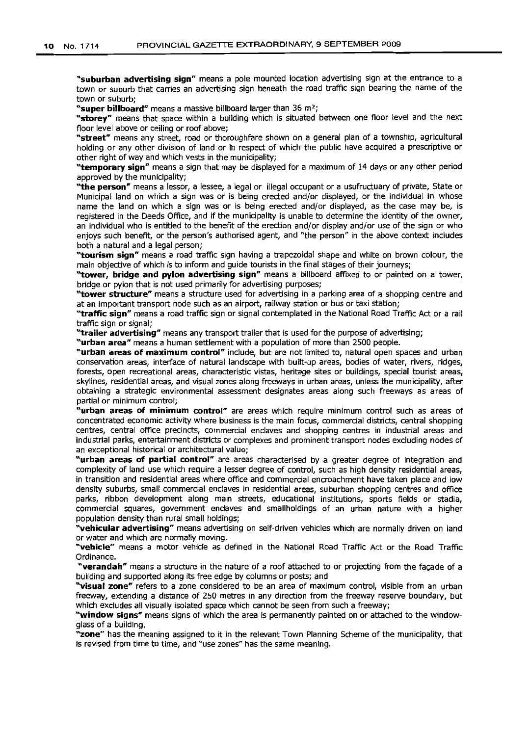**"suburban advertising sign"** means a pole mounted location advertising sign at the entrance to a town or suburb that carries an advertising sign beneath the road traffic sign bearing the name of the town or suburb;

**"super billboard"** means a massive billboard larger than 36 $m^2$;

**"storey"** means that space within a building which is situated between one floor level and the next floor level above or ceiling or roof above;

**"street"** means any street, road or thoroughfare shown on a general plan of a township, agricultural holding or any other division of land or in respect of which the public have acquired a prescriptive or other right of way and which vests in the municipality;

**"temporary sign"** means a sign that may be displayed for a maximum of 14 days or any other period approved by the municipality;

**"the person"** means a lessor, a lessee, a legal or illegal occupant or a usufructuary of private, State or Municipal land on which a sign was or is being erected and/or displayed, or the individual in whose name the land on which a sign was or is being erected and/or displayed, as the case may be, is registered in the Deeds Office, and if the municipality is unable to determine the identity of the owner, an individual who is entitled to the benefit of the erection and/or display and/or use of the sign or who enjoys such benefit, or the person's authorised agent, and "the person" in the above context includes both a natural and a legal person;

**"tourism sign"** means a road traffic sign having a trapezoidal shape and white on brown colour, the main objective of which is to inform and guide tourists in the final stages of their journeys;

**"tower, bridge and pylon advertising sign"** means a billboard affixed to or painted on a tower, bridge or pylon that is not used primarily for advertising purposes;

**"tower structure"** means a structure used for advertising in a parking area of a shopping centre and at an important transport node such as an airport, railway station or bus or taxi station;

**"traffic sign"** means a road traffic sign or signal contemplated in the National Road Traffic Act or a rail traffic sign or signal;

**"trailer advertising"** means any transport trailer that is used for the purpose of advertising;

**"urban area"** means a human settlement with a population of more than 2500 people.

**"urban areas of maximum control"** include, but are not limited to, natural open spaces and urban conservation areas, interface of natural landscape with built-up areas, bodies of water, rivers, ridges, forests, open recreational areas, characteristic vistas, heritage sites or buildings, special tourist areas, skylines, residential areas, and visual zones along freeways in urban areas, unless the municipality, after obtaining a strategic environmental assessment designates areas along such freeways as areas of partial or minimum control;

**"urban areas of minimum control"** are areas which require minimum control such as areas of concentrated economic activity where business is the main focus, commercial districts, central shopping centres, central office precincts, commercial enclaves and shopping centres in industrial areas and industrial parks, entertainment districts or complexes and prominent transport nodes excluding nodes of an exceptional historical or architectural value;

**"urban areas of partial control"** are areas characterised by a greater degree of integration and complexity of land use which require a lesser degree of control, such as high density residential areas, in transition and residential areas where office and commercial encroachment have taken place and low density suburbs, small commercial enclaves in residential areas, suburban shopping centres and office parks, ribbon development along main streets, educational institutions, sports fields or stadia, commercial squares, government enclaves and smallholdings of an urban nature with a higher population density than rural small holdings;

**"vehicular advertising"** means advertising on self-driven vehicles which are normally driven on land or water and which are normally moving.

**"vehicle"** means a motor vehicle as defined in the National Road Traffic Act or the Road Traffic Ordinance.

**"verandah"** means a structure in the nature of a roof attached to or projecting from the façade of a building and supported along its free edge by columns or posts; and

**"visual zone"** refers to a zone considered to be an area of maximum control, visible from an urban freeway, extending a distance of 250 metres in any direction from the freeway reserve boundary, but which excludes all visually isolated space which cannot be seen from such a freeway;

**"window signs"** means signs of which the area is permanently painted on or attached to the window-glass of a building.

**"zone"** has the meaning assigned to it in the relevant Town Planning Scheme of the municipality, that is revised from time to time, and "use zones" has the same meaning.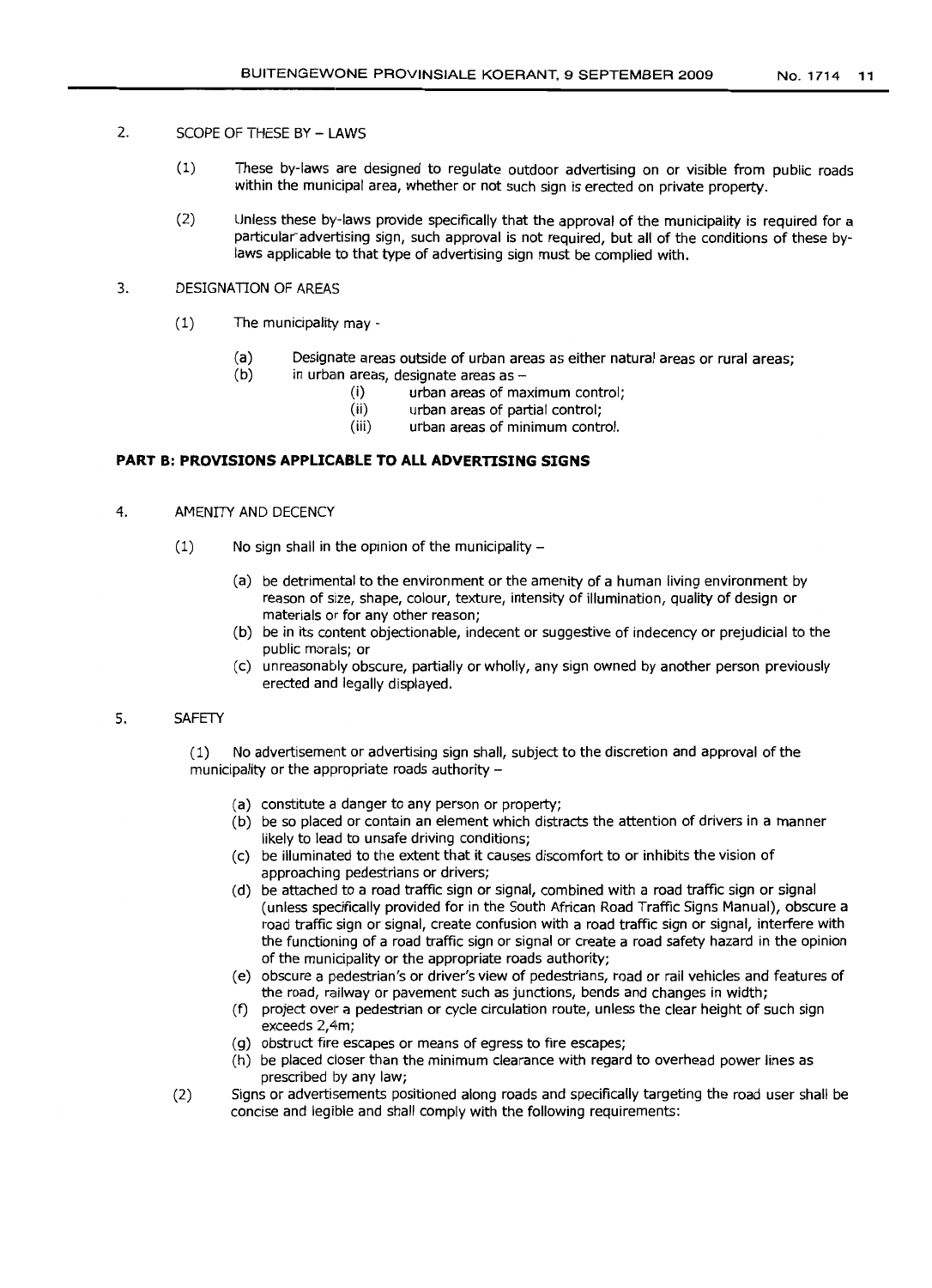2. SCOPE OF THESE BY – LAWS

(1) These by-laws are designed to regulate outdoor advertising on or visible from public roads within the municipal area, whether or not such sign is erected on private property.

(2) Unless these by-laws provide specifically that the approval of the municipality is required for a particular advertising sign, such approval is not required, but all of the conditions of these by-laws applicable to that type of advertising sign must be complied with.

3. DESIGNATION OF AREAS

(1) The municipality may -

(a) Designate areas outside of urban areas as either natural areas or rural areas;

(b) in urban areas, designate areas as –

(i) urban areas of maximum control;

(ii) urban areas of partial control;

(iii) urban areas of minimum control.

## PART B: PROVISIONS APPLICABLE TO ALL ADVERTISING SIGNS

4. AMENITY AND DECENCY

(1) No sign shall in the opinion of the municipality –

(a) be detrimental to the environment or the amenity of a human living environment by reason of size, shape, colour, texture, intensity of illumination, quality of design or materials or for any other reason;

(b) be in its content objectionable, indecent or suggestive of indecency or prejudicial to the public morals; or

(c) unreasonably obscure, partially or wholly, any sign owned by another person previously erected and legally displayed.

5. SAFETY

(1) No advertisement or advertising sign shall, subject to the discretion and approval of the municipality or the appropriate roads authority –

(a) constitute a danger to any person or property;

(b) be so placed or contain an element which distracts the attention of drivers in a manner likely to lead to unsafe driving conditions;

(c) be illuminated to the extent that it causes discomfort to or inhibits the vision of approaching pedestrians or drivers;

(d) be attached to a road traffic sign or signal, combined with a road traffic sign or signal (unless specifically provided for in the South African Road Traffic Signs Manual), obscure a road traffic sign or signal, create confusion with a road traffic sign or signal, interfere with the functioning of a road traffic sign or signal or create a road safety hazard in the opinion of the municipality or the appropriate roads authority;

(e) obscure a pedestrian's or driver's view of pedestrians, road or rail vehicles and features of the road, railway or pavement such as junctions, bends and changes in width;

(f) project over a pedestrian or cycle circulation route, unless the clear height of such sign exceeds 2,4m;

(g) obstruct fire escapes or means of egress to fire escapes;

(h) be placed closer than the minimum clearance with regard to overhead power lines as prescribed by any law;

(2) Signs or advertisements positioned along roads and specifically targeting the road user shall be concise and legible and shall comply with the following requirements: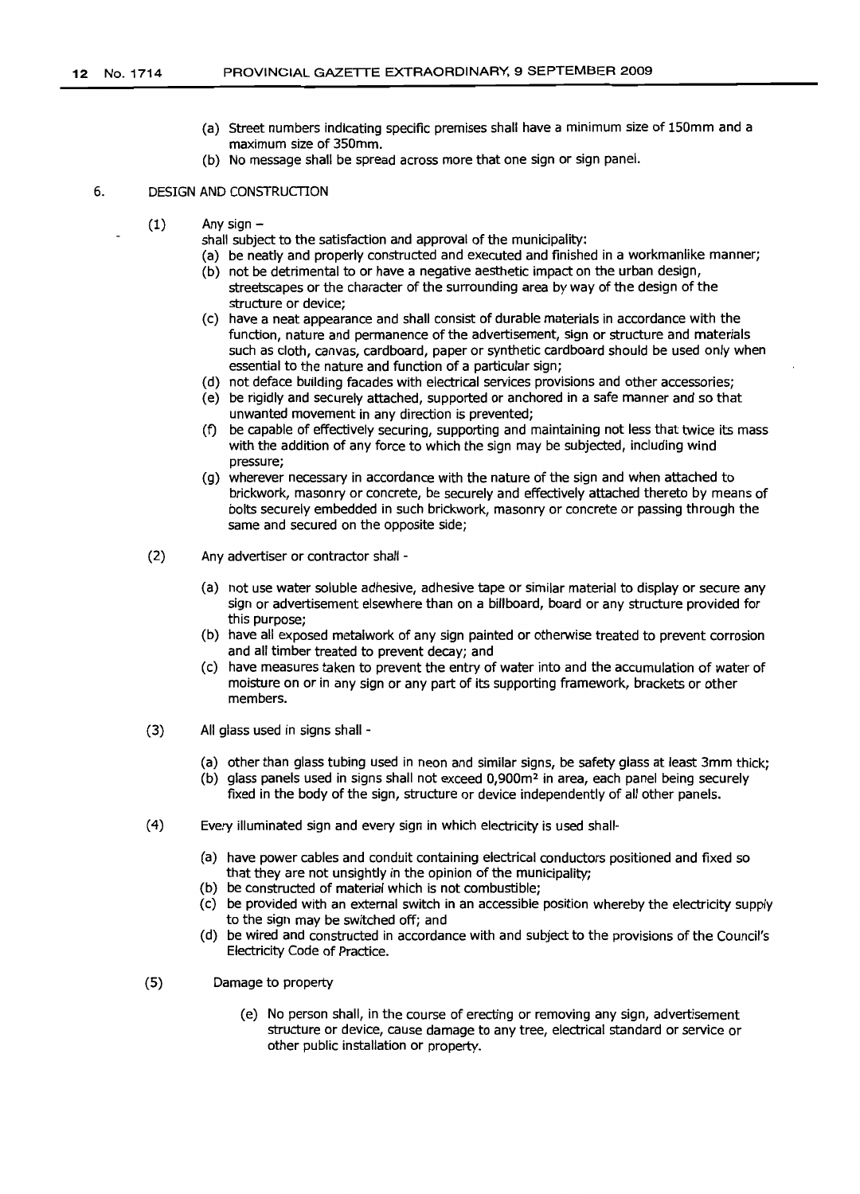(a) Street numbers indicating specific premises shall have a minimum size of 150mm and a maximum size of 350mm.

(b) No message shall be spread across more that one sign or sign panel.

6. DESIGN AND CONSTRUCTION

(1) Any sign –

shall subject to the satisfaction and approval of the municipality:

(a) be neatly and properly constructed and executed and finished in a workmanlike manner;

(b) not be detrimental to or have a negative aesthetic impact on the urban design, streetscapes or the character of the surrounding area by way of the design of the structure or device;

(c) have a neat appearance and shall consist of durable materials in accordance with the function, nature and permanence of the advertisement, sign or structure and materials such as cloth, canvas, cardboard, paper or synthetic cardboard should be used only when essential to the nature and function of a particular sign;

(d) not deface building facades with electrical services provisions and other accessories;

(e) be rigidly and securely attached, supported or anchored in a safe manner and so that unwanted movement in any direction is prevented;

(f) be capable of effectively securing, supporting and maintaining not less that twice its mass with the addition of any force to which the sign may be subjected, including wind pressure;

(g) wherever necessary in accordance with the nature of the sign and when attached to brickwork, masonry or concrete, be securely and effectively attached thereto by means of bolts securely embedded in such brickwork, masonry or concrete or passing through the same and secured on the opposite side;

(2) Any advertiser or contractor shall -

(a) not use water soluble adhesive, adhesive tape or similar material to display or secure any sign or advertisement elsewhere than on a billboard, board or any structure provided for this purpose;

(b) have all exposed metalwork of any sign painted or otherwise treated to prevent corrosion and all timber treated to prevent decay; and

(c) have measures taken to prevent the entry of water into and the accumulation of water of moisture on or in any sign or any part of its supporting framework, brackets or other members.

(3) All glass used in signs shall -

(a) other than glass tubing used in neon and similar signs, be safety glass at least 3mm thick;

(b) glass panels used in signs shall not exceed 0,900m² in area, each panel being securely fixed in the body of the sign, structure or device independently of all other panels.

(4) Every illuminated sign and every sign in which electricity is used shall-

(a) have power cables and conduit containing electrical conductors positioned and fixed so that they are not unsightly in the opinion of the municipality;

(b) be constructed of material which is not combustible;

(c) be provided with an external switch in an accessible position whereby the electricity supply to the sign may be switched off; and

(d) be wired and constructed in accordance with and subject to the provisions of the Council's Electricity Code of Practice.

(5) Damage to property

(e) No person shall, in the course of erecting or removing any sign, advertisement structure or device, cause damage to any tree, electrical standard or service or other public installation or property.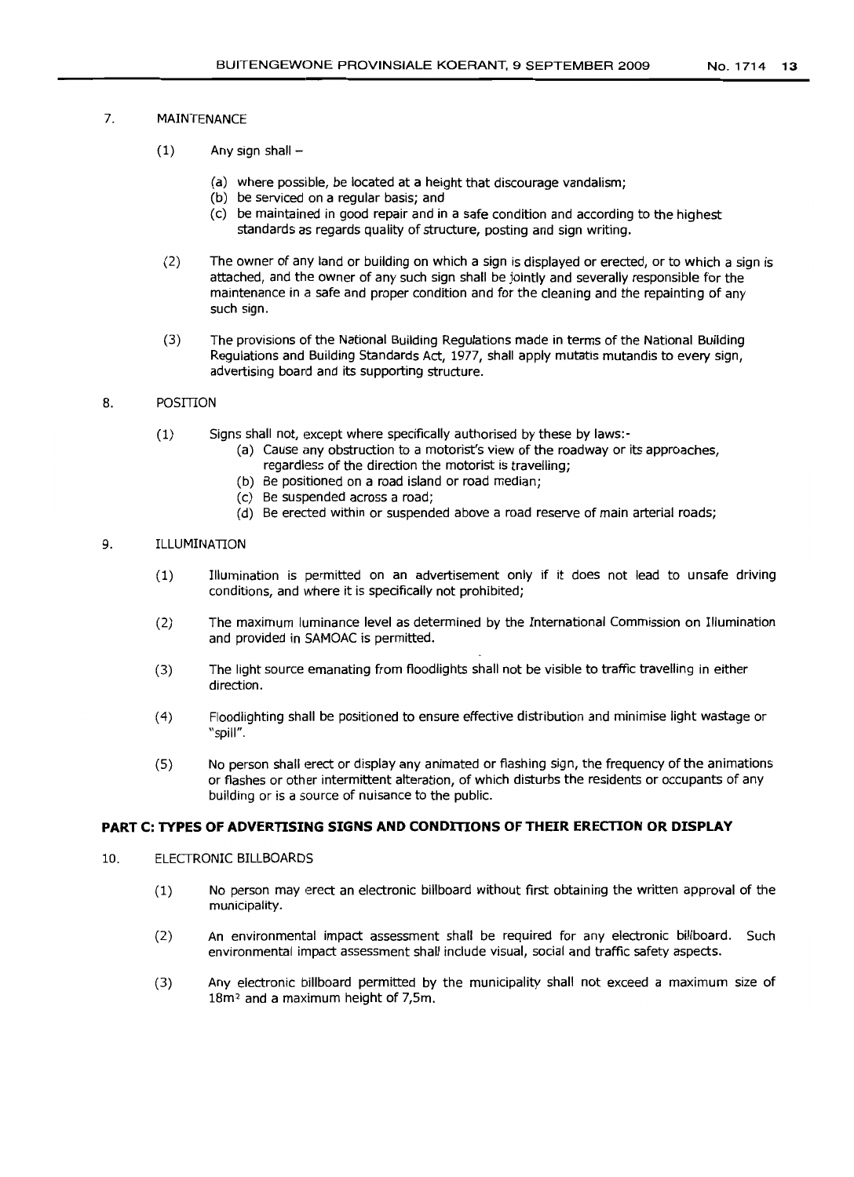7. MAINTENANCE

(1) Any sign shall –

(a) where possible, be located at a height that discourage vandalism;
(b) be serviced on a regular basis; and
(c) be maintained in good repair and in a safe condition and according to the highest standards as regards quality of structure, posting and sign writing.

(2) The owner of any land or building on which a sign is displayed or erected, or to which a sign is attached, and the owner of any such sign shall be jointly and severally responsible for the maintenance in a safe and proper condition and for the cleaning and the repainting of any such sign.

(3) The provisions of the National Building Regulations made in terms of the National Building Regulations and Building Standards Act, 1977, shall apply mutatis mutandis to every sign, advertising board and its supporting structure.

8. POSITION

(1) Signs shall not, except where specifically authorised by these by laws:-

(a) Cause any obstruction to a motorist's view of the roadway or its approaches, regardless of the direction the motorist is travelling;
(b) Be positioned on a road island or road median;
(c) Be suspended across a road;
(d) Be erected within or suspended above a road reserve of main arterial roads;

9. ILLUMINATION

(1) Illumination is permitted on an advertisement only if it does not lead to unsafe driving conditions, and where it is specifically not prohibited;

(2) The maximum luminance level as determined by the International Commission on Illumination and provided in SAMOAC is permitted.

(3) The light source emanating from floodlights shall not be visible to traffic travelling in either direction.

(4) Floodlighting shall be positioned to ensure effective distribution and minimise light wastage or "spill".

(5) No person shall erect or display any animated or flashing sign, the frequency of the animations or flashes or other intermittent alteration, of which disturbs the residents or occupants of any building or is a source of nuisance to the public.

## PART C: TYPES OF ADVERTISING SIGNS AND CONDITIONS OF THEIR ERECTION OR DISPLAY

10. ELECTRONIC BILLBOARDS

(1) No person may erect an electronic billboard without first obtaining the written approval of the municipality.

(2) An environmental impact assessment shall be required for any electronic billboard. Such environmental impact assessment shall include visual, social and traffic safety aspects.

(3) Any electronic billboard permitted by the municipality shall not exceed a maximum size of $18m^2$ and a maximum height of 7,5m.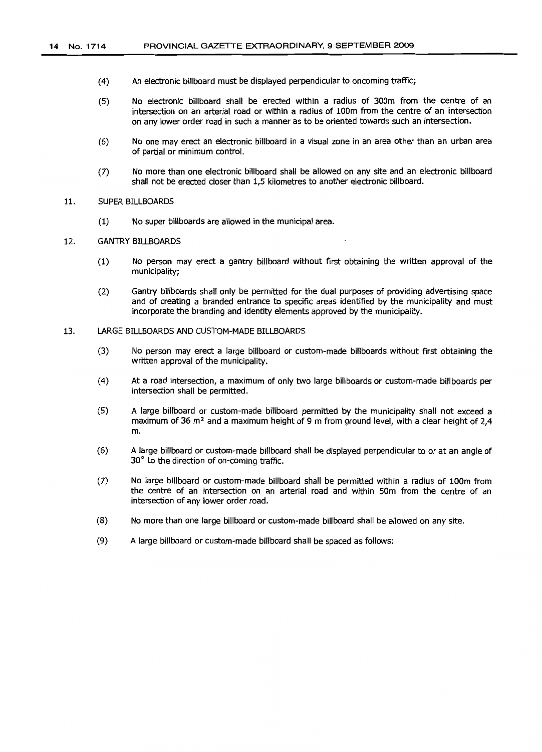(4) An electronic billboard must be displayed perpendicular to oncoming traffic;

(5) No electronic billboard shall be erected within a radius of 300m from the centre of an intersection on an arterial road or within a radius of 100m from the centre of an intersection on any lower order road in such a manner as to be oriented towards such an intersection.

(6) No one may erect an electronic billboard in a visual zone in an area other than an urban area of partial or minimum control.

(7) No more than one electronic billboard shall be allowed on any site and an electronic billboard shall not be erected closer than 1,5 kilometres to another electronic billboard.

## 11. SUPER BILLBOARDS

(1) No super billboards are allowed in the municipal area.

## 12. GANTRY BILLBOARDS

(1) No person may erect a gantry billboard without first obtaining the written approval of the municipality;

(2) Gantry billboards shall only be permitted for the dual purposes of providing advertising space and of creating a branded entrance to specific areas identified by the municipality and must incorporate the branding and identity elements approved by the municipality.

## 13. LARGE BILLBOARDS AND CUSTOM-MADE BILLBOARDS

(3) No person may erect a large billboard or custom-made billboards without first obtaining the written approval of the municipality.

(4) At a road intersection, a maximum of only two large billboards or custom-made billboards per intersection shall be permitted.

(5) A large billboard or custom-made billboard permitted by the municipality shall not exceed a maximum of 36 m² and a maximum height of 9 m from ground level, with a clear height of 2,4 m.

(6) A large billboard or custom-made billboard shall be displayed perpendicular to or at an angle of 30° to the direction of on-coming traffic.

(7) No large billboard or custom-made billboard shall be permitted within a radius of 100m from the centre of an intersection on an arterial road and within 50m from the centre of an intersection of any lower order road.

(8) No more than one large billboard or custom-made billboard shall be allowed on any site.

(9) A large billboard or custom-made billboard shall be spaced as follows: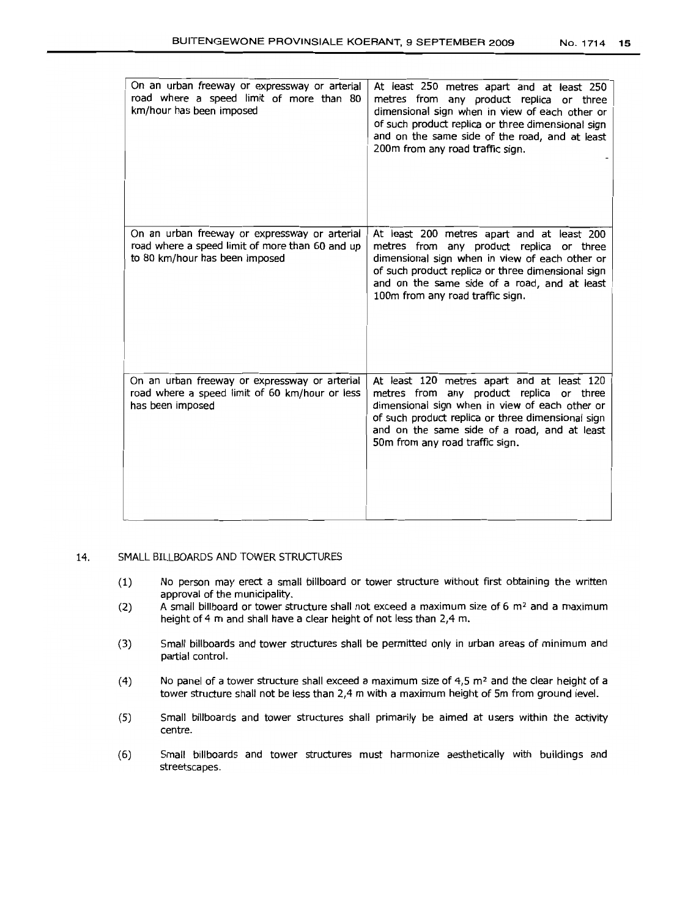| | |
|---|---|
| On an urban freeway or expressway or arterial road where a speed limit of more than 80 km/hour has been imposed | At least 250 metres apart and at least 250 metres from any product replica or three dimensional sign when in view of each other or of such product replica or three dimensional sign and on the same side of the road, and at least 200m from any road traffic sign. |
| On an urban freeway or expressway or arterial road where a speed limit of more than 60 and up to 80 km/hour has been imposed | At least 200 metres apart and at least 200 metres from any product replica or three dimensional sign when in view of each other or of such product replica or three dimensional sign and on the same side of a road, and at least 100m from any road traffic sign. |
| On an urban freeway or expressway or arterial road where a speed limit of 60 km/hour or less has been imposed | At least 120 metres apart and at least 120 metres from any product replica or three dimensional sign when in view of each other or of such product replica or three dimensional sign and on the same side of a road, and at least 50m from any road traffic sign. |

14. SMALL BILLBOARDS AND TOWER STRUCTURES

(1) No person may erect a small billboard or tower structure without first obtaining the written approval of the municipality.

(2) A small billboard or tower structure shall not exceed a maximum size of 6 $m^2$ and a maximum height of 4 m and shall have a clear height of not less than 2,4 m.

(3) Small billboards and tower structures shall be permitted only in urban areas of minimum and partial control.

(4) No panel of a tower structure shall exceed a maximum size of 4,5 $m^2$ and the clear height of a tower structure shall not be less than 2,4 m with a maximum height of 5m from ground level.

(5) Small billboards and tower structures shall primarily be aimed at users within the activity centre.

(6) Small billboards and tower structures must harmonize aesthetically with buildings and streetscapes.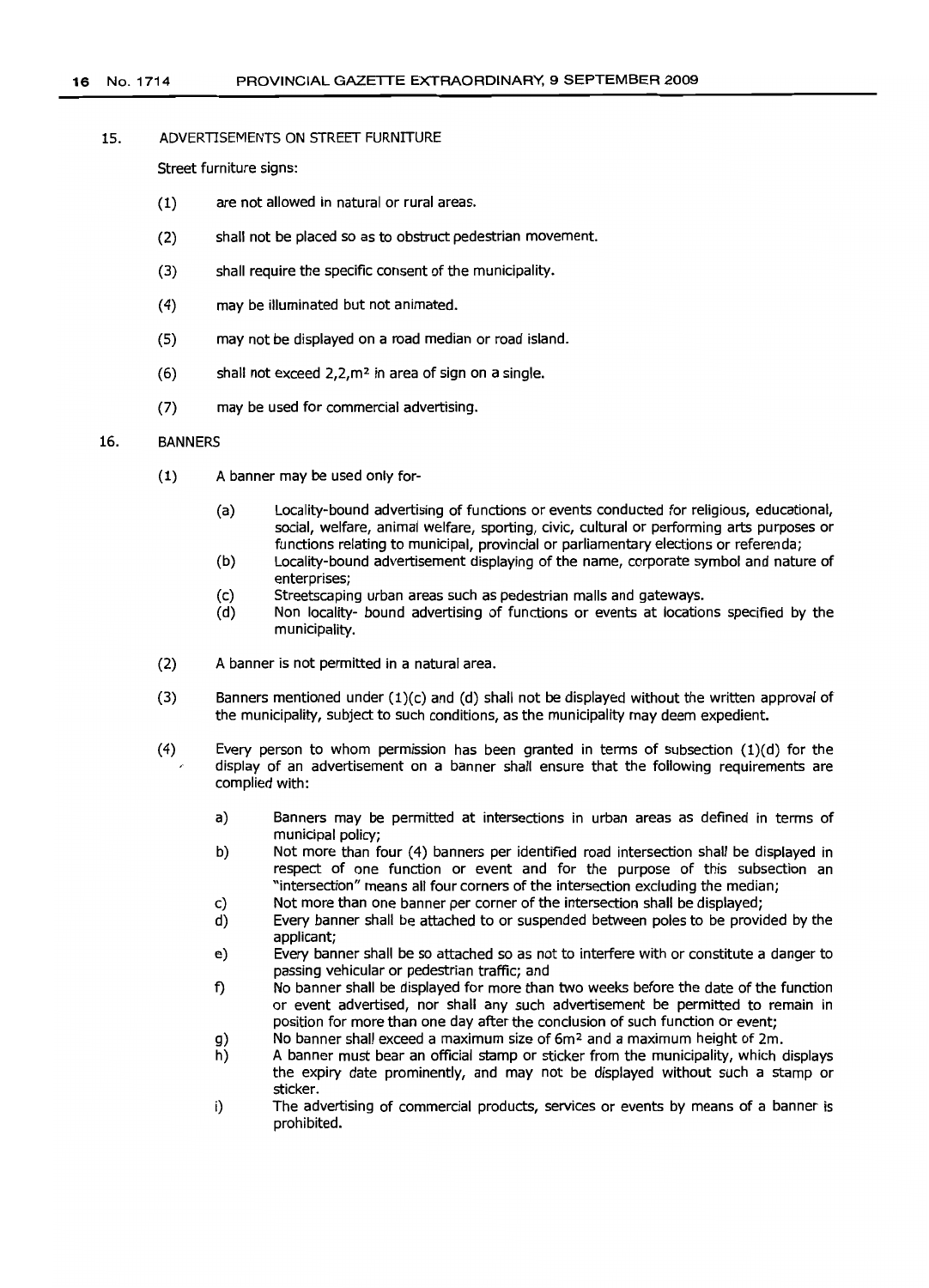15. ADVERTISEMENTS ON STREET FURNITURE

Street furniture signs:

(1) are not allowed in natural or rural areas.

(2) shall not be placed so as to obstruct pedestrian movement.

(3) shall require the specific consent of the municipality.

(4) may be illuminated but not animated.

(5) may not be displayed on a road median or road island.

(6) shall not exceed 2,2,$m^2$ in area of sign on a single.

(7) may be used for commercial advertising.

16. BANNERS

(1) A banner may be used only for-

(a) Locality-bound advertising of functions or events conducted for religious, educational, social, welfare, animal welfare, sporting, civic, cultural or performing arts purposes or functions relating to municipal, provincial or parliamentary elections or referenda;
(b) Locality-bound advertisement displaying of the name, corporate symbol and nature of enterprises;
(c) Streetscaping urban areas such as pedestrian malls and gateways.
(d) Non locality- bound advertising of functions or events at locations specified by the municipality.

(2) A banner is not permitted in a natural area.

(3) Banners mentioned under (1)(c) and (d) shall not be displayed without the written approval of the municipality, subject to such conditions, as the municipality may deem expedient.

(4) Every person to whom permission has been granted in terms of subsection (1)(d) for the display of an advertisement on a banner shall ensure that the following requirements are complied with:

a) Banners may be permitted at intersections in urban areas as defined in terms of municipal policy;
b) Not more than four (4) banners per identified road intersection shall be displayed in respect of one function or event and for the purpose of this subsection an "intersection" means all four corners of the intersection excluding the median;
c) Not more than one banner per corner of the intersection shall be displayed;
d) Every banner shall be attached to or suspended between poles to be provided by the applicant;
e) Every banner shall be so attached so as not to interfere with or constitute a danger to passing vehicular or pedestrian traffic; and
f) No banner shall be displayed for more than two weeks before the date of the function or event advertised, nor shall any such advertisement be permitted to remain in position for more than one day after the conclusion of such function or event;
g) No banner shall exceed a maximum size of $6m^2$ and a maximum height of 2m.
h) A banner must bear an official stamp or sticker from the municipality, which displays the expiry date prominently, and may not be displayed without such a stamp or sticker.
i) The advertising of commercial products, services or events by means of a banner is prohibited.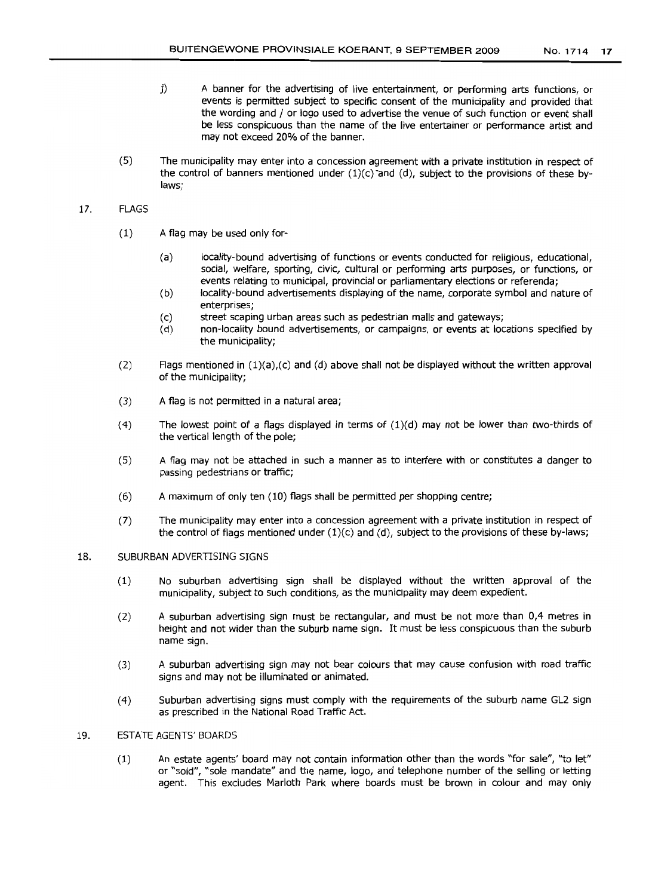j) A banner for the advertising of live entertainment, or performing arts functions, or events is permitted subject to specific consent of the municipality and provided that the wording and / or logo used to advertise the venue of such function or event shall be less conspicuous than the name of the live entertainer or performance artist and may not exceed 20% of the banner.

(5) The municipality may enter into a concession agreement with a private institution in respect of the control of banners mentioned under (1)(c) and (d), subject to the provisions of these by-laws;

17. FLAGS

(1) A flag may be used only for-

(a) locality-bound advertising of functions or events conducted for religious, educational, social, welfare, sporting, civic, cultural or performing arts purposes, or functions, or events relating to municipal, provincial or parliamentary elections or referenda;

(b) locality-bound advertisements displaying of the name, corporate symbol and nature of enterprises;

(c) street scaping urban areas such as pedestrian malls and gateways;

(d) non-locality bound advertisements, or campaigns, or events at locations specified by the municipality;

(2) Flags mentioned in (1)(a),(c) and (d) above shall not be displayed without the written approval of the municipality;

(3) A flag is not permitted in a natural area;

(4) The lowest point of a flags displayed in terms of (1)(d) may not be lower than two-thirds of the vertical length of the pole;

(5) A flag may not be attached in such a manner as to interfere with or constitutes a danger to passing pedestrians or traffic;

(6) A maximum of only ten (10) flags shall be permitted per shopping centre;

(7) The municipality may enter into a concession agreement with a private institution in respect of the control of flags mentioned under (1)(c) and (d), subject to the provisions of these by-laws;

18. SUBURBAN ADVERTISING SIGNS

(1) No suburban advertising sign shall be displayed without the written approval of the municipality, subject to such conditions, as the municipality may deem expedient.

(2) A suburban advertising sign must be rectangular, and must be not more than 0,4 metres in height and not wider than the suburb name sign. It must be less conspicuous than the suburb name sign.

(3) A suburban advertising sign may not bear colours that may cause confusion with road traffic signs and may not be illuminated or animated.

(4) Suburban advertising signs must comply with the requirements of the suburb name GL2 sign as prescribed in the National Road Traffic Act.

19. ESTATE AGENTS' BOARDS

(1) An estate agents' board may not contain information other than the words "for sale", "to let" or "sold", "sole mandate" and the name, logo, and telephone number of the selling or letting agent. This excludes Marloth Park where boards must be brown in colour and may only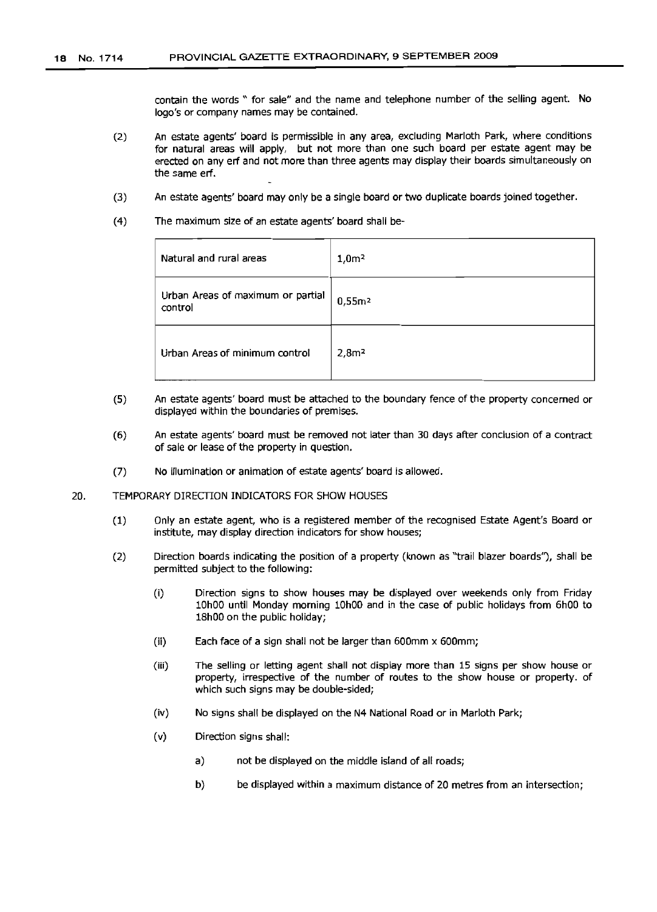contain the words " for sale" and the name and telephone number of the selling agent. No logo's or company names may be contained.

(2) An estate agents' board is permissible in any area, excluding Marloth Park, where conditions for natural areas will apply, but not more than one such board per estate agent may be erected on any erf and not more than three agents may display their boards simultaneously on the same erf.

(3) An estate agents' board may only be a single board or two duplicate boards joined together.

(4) The maximum size of an estate agents' board shall be-

| | |
|---|---|
| Natural and rural areas | 1,0m² |
| Urban Areas of maximum or partial control | 0,55m² |
| Urban Areas of minimum control | 2,8m² |

(5) An estate agents' board must be attached to the boundary fence of the property concerned or displayed within the boundaries of premises.

(6) An estate agents' board must be removed not later than 30 days after conclusion of a contract of sale or lease of the property in question.

(7) No illumination or animation of estate agents' board is allowed.

20. TEMPORARY DIRECTION INDICATORS FOR SHOW HOUSES

(1) Only an estate agent, who is a registered member of the recognised Estate Agent's Board or institute, may display direction indicators for show houses;

(2) Direction boards indicating the position of a property (known as "trail blazer boards"), shall be permitted subject to the following:

(i) Direction signs to show houses may be displayed over weekends only from Friday 10h00 until Monday morning 10h00 and in the case of public holidays from 6h00 to 18h00 on the public holiday;

(ii) Each face of a sign shall not be larger than 600mm x 600mm;

(iii) The selling or letting agent shall not display more than 15 signs per show house or property, irrespective of the number of routes to the show house or property. of which such signs may be double-sided;

(iv) No signs shall be displayed on the N4 National Road or in Marloth Park;

(v) Direction signs shall:

a) not be displayed on the middle island of all roads;

b) be displayed within a maximum distance of 20 metres from an intersection;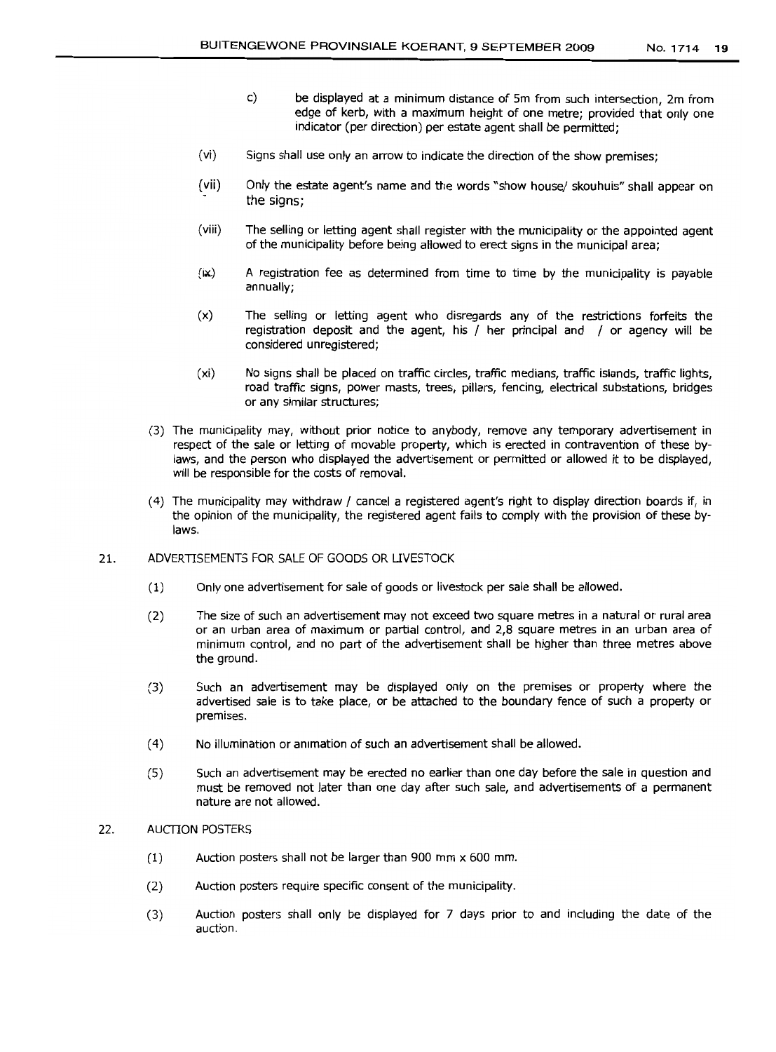c) be displayed at a minimum distance of 5m from such intersection, 2m from edge of kerb, with a maximum height of one metre; provided that only one indicator (per direction) per estate agent shall be permitted;

(vi) Signs shall use only an arrow to indicate the direction of the show premises;

(vii) Only the estate agent's name and the words "show house/ skouhuis" shall appear on the signs;

(viii) The selling or letting agent shall register with the municipality or the appointed agent of the municipality before being allowed to erect signs in the municipal area;

(ix) A registration fee as determined from time to time by the municipality is payable annually;

(x) The selling or letting agent who disregards any of the restrictions forfeits the registration deposit and the agent, his / her principal and / or agency will be considered unregistered;

(xi) No signs shall be placed on traffic circles, traffic medians, traffic islands, traffic lights, road traffic signs, power masts, trees, pillars, fencing, electrical substations, bridges or any similar structures;

(3) The municipality may, without prior notice to anybody, remove any temporary advertisement in respect of the sale or letting of movable property, which is erected in contravention of these by-laws, and the person who displayed the advertisement or permitted or allowed it to be displayed, will be responsible for the costs of removal.

(4) The municipality may withdraw / cancel a registered agent's right to display direction boards if, in the opinion of the municipality, the registered agent fails to comply with the provision of these by-laws.

21. ADVERTISEMENTS FOR SALE OF GOODS OR LIVESTOCK

(1) Only one advertisement for sale of goods or livestock per sale shall be allowed.

(2) The size of such an advertisement may not exceed two square metres in a natural or rural area or an urban area of maximum or partial control, and 2,8 square metres in an urban area of minimum control, and no part of the advertisement shall be higher than three metres above the ground.

(3) Such an advertisement may be displayed only on the premises or property where the advertised sale is to take place, or be attached to the boundary fence of such a property or premises.

(4) No illumination or animation of such an advertisement shall be allowed.

(5) Such an advertisement may be erected no earlier than one day before the sale in question and must be removed not later than one day after such sale, and advertisements of a permanent nature are not allowed.

22. AUCTION POSTERS

(1) Auction posters shall not be larger than 900 mm x 600 mm.

(2) Auction posters require specific consent of the municipality.

(3) Auction posters shall only be displayed for 7 days prior to and including the date of the auction.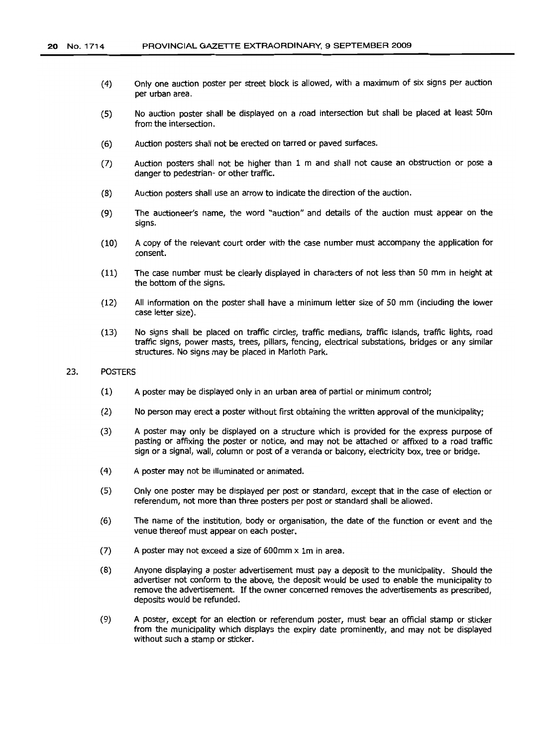(4) Only one auction poster per street block is allowed, with a maximum of six signs per auction per urban area.

(5) No auction poster shall be displayed on a road intersection but shall be placed at least 50m from the intersection.

(6) Auction posters shall not be erected on tarred or paved surfaces.

(7) Auction posters shall not be higher than 1 m and shall not cause an obstruction or pose a danger to pedestrian- or other traffic.

(8) Auction posters shall use an arrow to indicate the direction of the auction.

(9) The auctioneer's name, the word "auction" and details of the auction must appear on the signs.

(10) A copy of the relevant court order with the case number must accompany the application for consent.

(11) The case number must be clearly displayed in characters of not less than 50 mm in height at the bottom of the signs.

(12) All information on the poster shall have a minimum letter size of 50 mm (including the lower case letter size).

(13) No signs shall be placed on traffic circles, traffic medians, traffic islands, traffic lights, road traffic signs, power masts, trees, pillars, fencing, electrical substations, bridges or any similar structures. No signs may be placed in Marloth Park.

23. POSTERS

(1) A poster may be displayed only in an urban area of partial or minimum control;

(2) No person may erect a poster without first obtaining the written approval of the municipality;

(3) A poster may only be displayed on a structure which is provided for the express purpose of pasting or affixing the poster or notice, and may not be attached or affixed to a road traffic sign or a signal, wall, column or post of a veranda or balcony, electricity box, tree or bridge.

(4) A poster may not be illuminated or animated.

(5) Only one poster may be displayed per post or standard, except that in the case of election or referendum, not more than three posters per post or standard shall be allowed.

(6) The name of the institution, body or organisation, the date of the function or event and the venue thereof must appear on each poster.

(7) A poster may not exceed a size of 600mm x 1m in area.

(8) Anyone displaying a poster advertisement must pay a deposit to the municipality. Should the advertiser not conform to the above, the deposit would be used to enable the municipality to remove the advertisement. If the owner concerned removes the advertisements as prescribed, deposits would be refunded.

(9) A poster, except for an election or referendum poster, must bear an official stamp or sticker from the municipality which displays the expiry date prominently, and may not be displayed without such a stamp or sticker.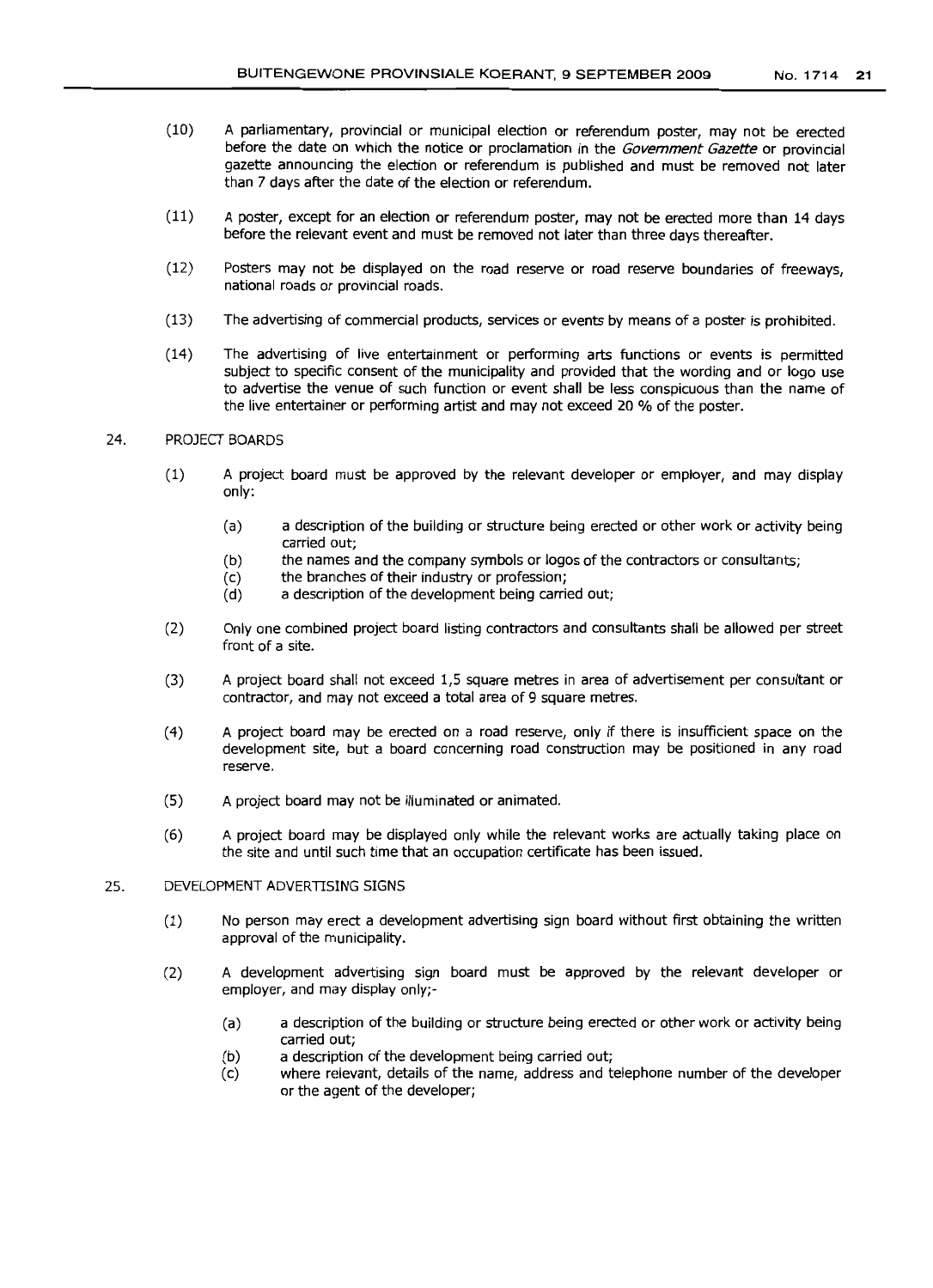(10) A parliamentary, provincial or municipal election or referendum poster, may not be erected before the date on which the notice or proclamation in the *Government Gazette* or provincial gazette announcing the election or referendum is published and must be removed not later than 7 days after the date of the election or referendum.

(11) A poster, except for an election or referendum poster, may not be erected more than 14 days before the relevant event and must be removed not later than three days thereafter.

(12) Posters may not be displayed on the road reserve or road reserve boundaries of freeways, national roads or provincial roads.

(13) The advertising of commercial products, services or events by means of a poster is prohibited.

(14) The advertising of live entertainment or performing arts functions or events is permitted subject to specific consent of the municipality and provided that the wording and or logo use to advertise the venue of such function or event shall be less conspicuous than the name of the live entertainer or performing artist and may not exceed 20 % of the poster.

24. PROJECT BOARDS

(1) A project board must be approved by the relevant developer or employer, and may display only:

(a) a description of the building or structure being erected or other work or activity being carried out;
(b) the names and the company symbols or logos of the contractors or consultants;
(c) the branches of their industry or profession;
(d) a description of the development being carried out;

(2) Only one combined project board listing contractors and consultants shall be allowed per street front of a site.

(3) A project board shall not exceed 1,5 square metres in area of advertisement per consultant or contractor, and may not exceed a total area of 9 square metres.

(4) A project board may be erected on a road reserve, only if there is insufficient space on the development site, but a board concerning road construction may be positioned in any road reserve.

(5) A project board may not be illuminated or animated.

(6) A project board may be displayed only while the relevant works are actually taking place on the site and until such time that an occupation certificate has been issued.

25. DEVELOPMENT ADVERTISING SIGNS

(1) No person may erect a development advertising sign board without first obtaining the written approval of the municipality.

(2) A development advertising sign board must be approved by the relevant developer or employer, and may display only;-

(a) a description of the building or structure being erected or other work or activity being carried out;
(b) a description of the development being carried out;
(c) where relevant, details of the name, address and telephone number of the developer or the agent of the developer;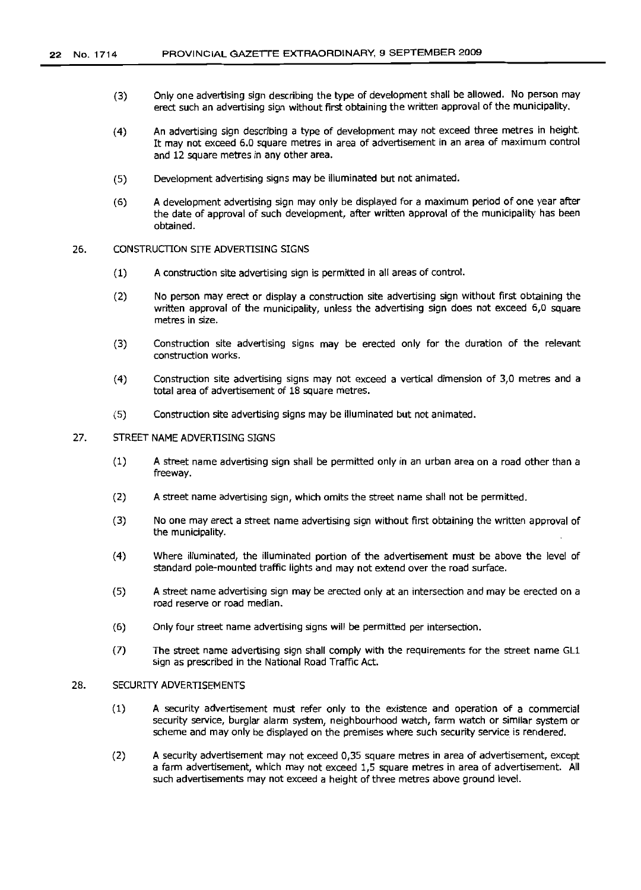(3) Only one advertising sign describing the type of development shall be allowed. No person may erect such an advertising sign without first obtaining the written approval of the municipality.

(4) An advertising sign describing a type of development may not exceed three metres in height. It may not exceed 6.0 square metres in area of advertisement in an area of maximum control and 12 square metres in any other area.

(5) Development advertising signs may be illuminated but not animated.

(6) A development advertising sign may only be displayed for a maximum period of one year after the date of approval of such development, after written approval of the municipality has been obtained.

26. CONSTRUCTION SITE ADVERTISING SIGNS

(1) A construction site advertising sign is permitted in all areas of control.

(2) No person may erect or display a construction site advertising sign without first obtaining the written approval of the municipality, unless the advertising sign does not exceed 6,0 square metres in size.

(3) Construction site advertising signs may be erected only for the duration of the relevant construction works.

(4) Construction site advertising signs may not exceed a vertical dimension of 3,0 metres and a total area of advertisement of 18 square metres.

(5) Construction site advertising signs may be illuminated but not animated.

27. STREET NAME ADVERTISING SIGNS

(1) A street name advertising sign shall be permitted only in an urban area on a road other than a freeway.

(2) A street name advertising sign, which omits the street name shall not be permitted.

(3) No one may erect a street name advertising sign without first obtaining the written approval of the municipality.

(4) Where illuminated, the illuminated portion of the advertisement must be above the level of standard pole-mounted traffic lights and may not extend over the road surface.

(5) A street name advertising sign may be erected only at an intersection and may be erected on a road reserve or road median.

(6) Only four street name advertising signs will be permitted per intersection.

(7) The street name advertising sign shall comply with the requirements for the street name GL1 sign as prescribed in the National Road Traffic Act.

28. SECURITY ADVERTISEMENTS

(1) A security advertisement must refer only to the existence and operation of a commercial security service, burglar alarm system, neighbourhood watch, farm watch or similar system or scheme and may only be displayed on the premises where such security service is rendered.

(2) A security advertisement may not exceed 0,35 square metres in area of advertisement, except a farm advertisement, which may not exceed 1,5 square metres in area of advertisement. All such advertisements may not exceed a height of three metres above ground level.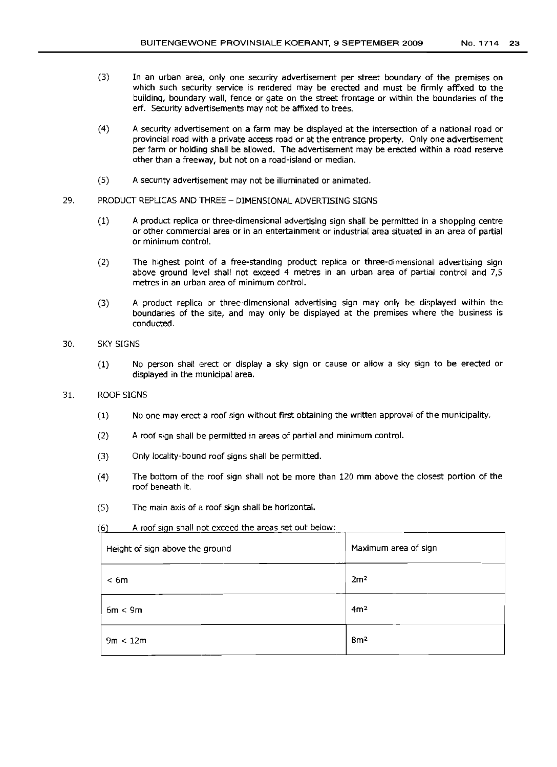(3) In an urban area, only one security advertisement per street boundary of the premises on which such security service is rendered may be erected and must be firmly affixed to the building, boundary wall, fence or gate on the street frontage or within the boundaries of the erf. Security advertisements may not be affixed to trees.

(4) A security advertisement on a farm may be displayed at the intersection of a national road or provincial road with a private access road or at the entrance property. Only one advertisement per farm or holding shall be allowed. The advertisement may be erected within a road reserve other than a freeway, but not on a road-island or median.

(5) A security advertisement may not be illuminated or animated.

29. PRODUCT REPLICAS AND THREE – DIMENSIONAL ADVERTISING SIGNS

(1) A product replica or three-dimensional advertising sign shall be permitted in a shopping centre or other commercial area or in an entertainment or industrial area situated in an area of partial or minimum control.

(2) The highest point of a free-standing product replica or three-dimensional advertising sign above ground level shall not exceed 4 metres in an urban area of partial control and 7,5 metres in an urban area of minimum control.

(3) A product replica or three-dimensional advertising sign may only be displayed within the boundaries of the site, and may only be displayed at the premises where the business is conducted.

30. SKY SIGNS

(1) No person shall erect or display a sky sign or cause or allow a sky sign to be erected or displayed in the municipal area.

31. ROOF SIGNS

(1) No one may erect a roof sign without first obtaining the written approval of the municipality.

(2) A roof sign shall be permitted in areas of partial and minimum control.

(3) Only locality-bound roof signs shall be permitted.

(4) The bottom of the roof sign shall not be more than 120 mm above the closest portion of the roof beneath it.

(5) The main axis of a roof sign shall be horizontal.

(6) A roof sign shall not exceed the areas set out below:

| Height of sign above the ground | Maximum area of sign |
|---|---|
| < 6m | $2m^2$ |
| 6m < 9m | $4m^2$ |
| 9m < 12m | $8m^2$ |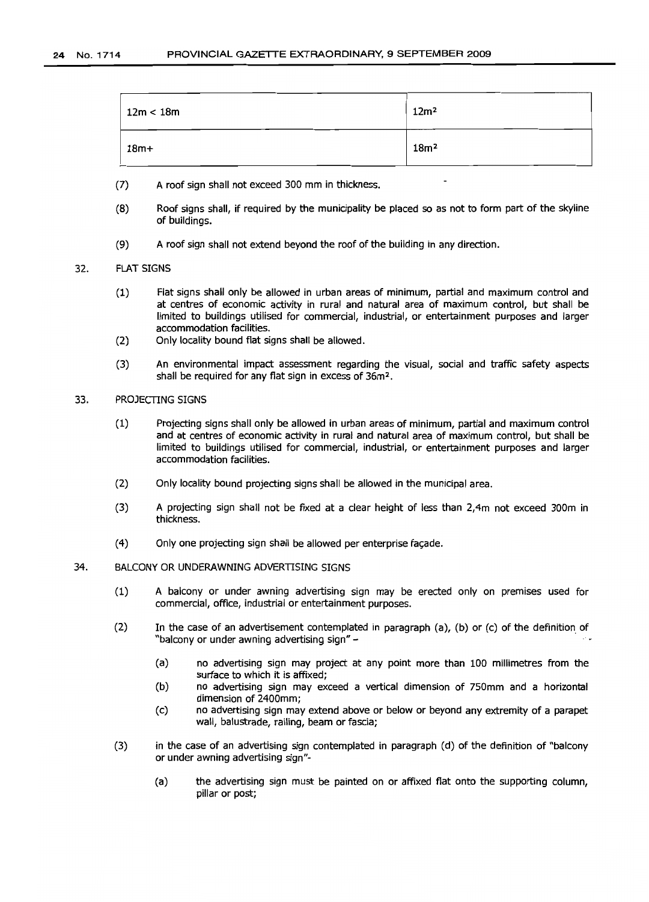| | |
|---|---|
| 12m < 18m | $12m^2$ |
| 18m+ | $18m^2$ |

(7) A roof sign shall not exceed 300 mm in thickness.

(8) Roof signs shall, if required by the municipality be placed so as not to form part of the skyline of buildings.

(9) A roof sign shall not extend beyond the roof of the building in any direction.

32. FLAT SIGNS

(1) Flat signs shall only be allowed in urban areas of minimum, partial and maximum control and at centres of economic activity in rural and natural area of maximum control, but shall be limited to buildings utilised for commercial, industrial, or entertainment purposes and larger accommodation facilities.

(2) Only locality bound flat signs shall be allowed.

(3) An environmental impact assessment regarding the visual, social and traffic safety aspects shall be required for any flat sign in excess of $36m^2$.

33. PROJECTING SIGNS

(1) Projecting signs shall only be allowed in urban areas of minimum, partial and maximum control and at centres of economic activity in rural and natural area of maximum control, but shall be limited to buildings utilised for commercial, industrial, or entertainment purposes and larger accommodation facilities.

(2) Only locality bound projecting signs shall be allowed in the municipal area.

(3) A projecting sign shall not be fixed at a clear height of less than 2,4m not exceed 300m in thickness.

(4) Only one projecting sign shall be allowed per enterprise façade.

34. BALCONY OR UNDERAWNING ADVERTISING SIGNS

(1) A balcony or under awning advertising sign may be erected only on premises used for commercial, office, industrial or entertainment purposes.

(2) In the case of an advertisement contemplated in paragraph (a), (b) or (c) of the definition of "balcony or under awning advertising sign" –

(a) no advertising sign may project at any point more than 100 millimetres from the surface to which it is affixed;

(b) no advertising sign may exceed a vertical dimension of 750mm and a horizontal dimension of 2400mm;

(c) no advertising sign may extend above or below or beyond any extremity of a parapet wall, balustrade, railing, beam or fascia;

(3) in the case of an advertising sign contemplated in paragraph (d) of the definition of "balcony or under awning advertising sign"-

(a) the advertising sign must be painted on or affixed flat onto the supporting column, pillar or post;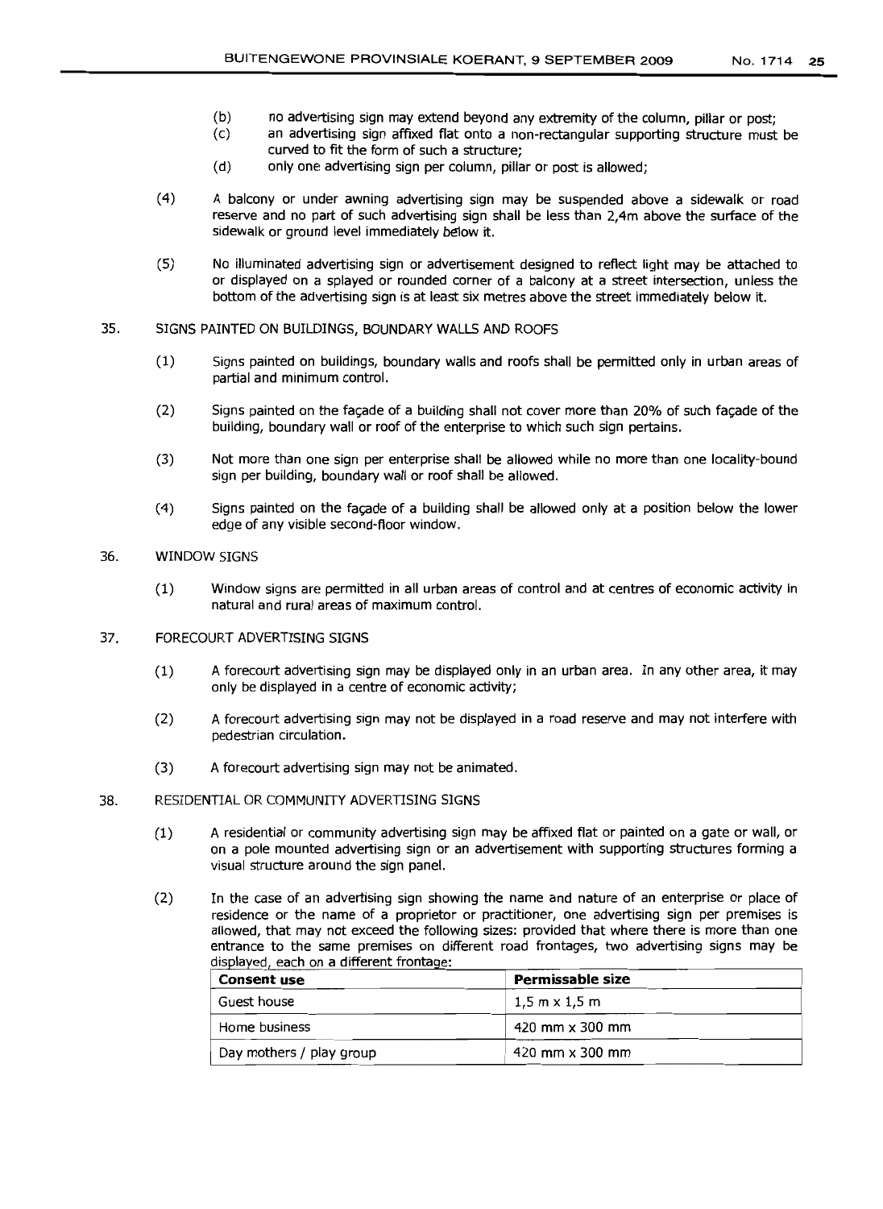(b) no advertising sign may extend beyond any extremity of the column, pillar or post;

(c) an advertising sign affixed flat onto a non-rectangular supporting structure must be curved to fit the form of such a structure;

(d) only one advertising sign per column, pillar or post is allowed;

(4) A balcony or under awning advertising sign may be suspended above a sidewalk or road reserve and no part of such advertising sign shall be less than 2,4m above the surface of the sidewalk or ground level immediately below it.

(5) No illuminated advertising sign or advertisement designed to reflect light may be attached to or displayed on a splayed or rounded corner of a balcony at a street intersection, unless the bottom of the advertising sign is at least six metres above the street immediately below it.

35. SIGNS PAINTED ON BUILDINGS, BOUNDARY WALLS AND ROOFS

(1) Signs painted on buildings, boundary walls and roofs shall be permitted only in urban areas of partial and minimum control.

(2) Signs painted on the façade of a building shall not cover more than 20% of such façade of the building, boundary wall or roof of the enterprise to which such sign pertains.

(3) Not more than one sign per enterprise shall be allowed while no more than one locality-bound sign per building, boundary wall or roof shall be allowed.

(4) Signs painted on the façade of a building shall be allowed only at a position below the lower edge of any visible second-floor window.

36. WINDOW SIGNS

(1) Window signs are permitted in all urban areas of control and at centres of economic activity in natural and rural areas of maximum control.

37. FORECOURT ADVERTISING SIGNS

(1) A forecourt advertising sign may be displayed only in an urban area. In any other area, it may only be displayed in a centre of economic activity;

(2) A forecourt advertising sign may not be displayed in a road reserve and may not interfere with pedestrian circulation.

(3) A forecourt advertising sign may not be animated.

38. RESIDENTIAL OR COMMUNITY ADVERTISING SIGNS

(1) A residential or community advertising sign may be affixed flat or painted on a gate or wall, or on a pole mounted advertising sign or an advertisement with supporting structures forming a visual structure around the sign panel.

(2) In the case of an advertising sign showing the name and nature of an enterprise or place of residence or the name of a proprietor or practitioner, one advertising sign per premises is allowed, that may not exceed the following sizes: provided that where there is more than one entrance to the same premises on different road frontages, two advertising signs may be displayed, each on a different frontage:

| **Consent use** | **Permissable size** |
|---|---|
| Guest house | 1,5 m x 1,5 m |
| Home business | 420 mm x 300 mm |
| Day mothers / play group | 420 mm x 300 mm |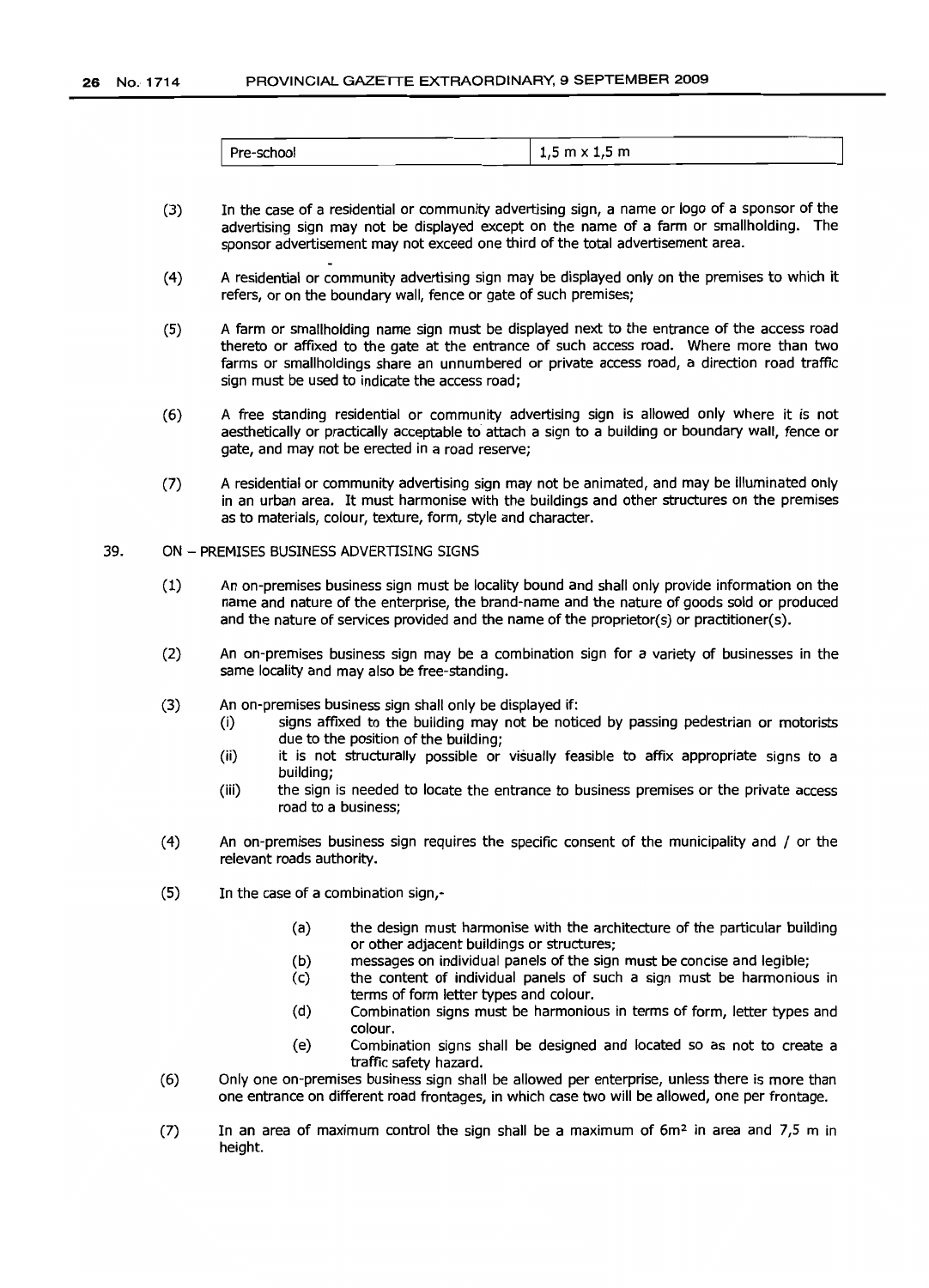| Pre-school | 1,5 m x 1,5 m |
|---|---|

(3) In the case of a residential or community advertising sign, a name or logo of a sponsor of the advertising sign may not be displayed except on the name of a farm or smallholding. The sponsor advertisement may not exceed one third of the total advertisement area.

(4) A residential or community advertising sign may be displayed only on the premises to which it refers, or on the boundary wall, fence or gate of such premises;

(5) A farm or smallholding name sign must be displayed next to the entrance of the access road thereto or affixed to the gate at the entrance of such access road. Where more than two farms or smallholdings share an unnumbered or private access road, a direction road traffic sign must be used to indicate the access road;

(6) A free standing residential or community advertising sign is allowed only where it is not aesthetically or practically acceptable to attach a sign to a building or boundary wall, fence or gate, and may not be erected in a road reserve;

(7) A residential or community advertising sign may not be animated, and may be illuminated only in an urban area. It must harmonise with the buildings and other structures on the premises as to materials, colour, texture, form, style and character.

39. ON – PREMISES BUSINESS ADVERTISING SIGNS

(1) An on-premises business sign must be locality bound and shall only provide information on the name and nature of the enterprise, the brand-name and the nature of goods sold or produced and the nature of services provided and the name of the proprietor(s) or practitioner(s).

(2) An on-premises business sign may be a combination sign for a variety of businesses in the same locality and may also be free-standing.

(3) An on-premises business sign shall only be displayed if:
  - (i) signs affixed to the building may not be noticed by passing pedestrian or motorists due to the position of the building;
  - (ii) it is not structurally possible or visually feasible to affix appropriate signs to a building;
  - (iii) the sign is needed to locate the entrance to business premises or the private access road to a business;

(4) An on-premises business sign requires the specific consent of the municipality and / or the relevant roads authority.

(5) In the case of a combination sign,-
  - (a) the design must harmonise with the architecture of the particular building or other adjacent buildings or structures;
  - (b) messages on individual panels of the sign must be concise and legible;
  - (c) the content of individual panels of such a sign must be harmonious in terms of form letter types and colour.
  - (d) Combination signs must be harmonious in terms of form, letter types and colour.
  - (e) Combination signs shall be designed and located so as not to create a traffic safety hazard.

(6) Only one on-premises business sign shall be allowed per enterprise, unless there is more than one entrance on different road frontages, in which case two will be allowed, one per frontage.

(7) In an area of maximum control the sign shall be a maximum of $6m^2$ in area and 7,5 m in height.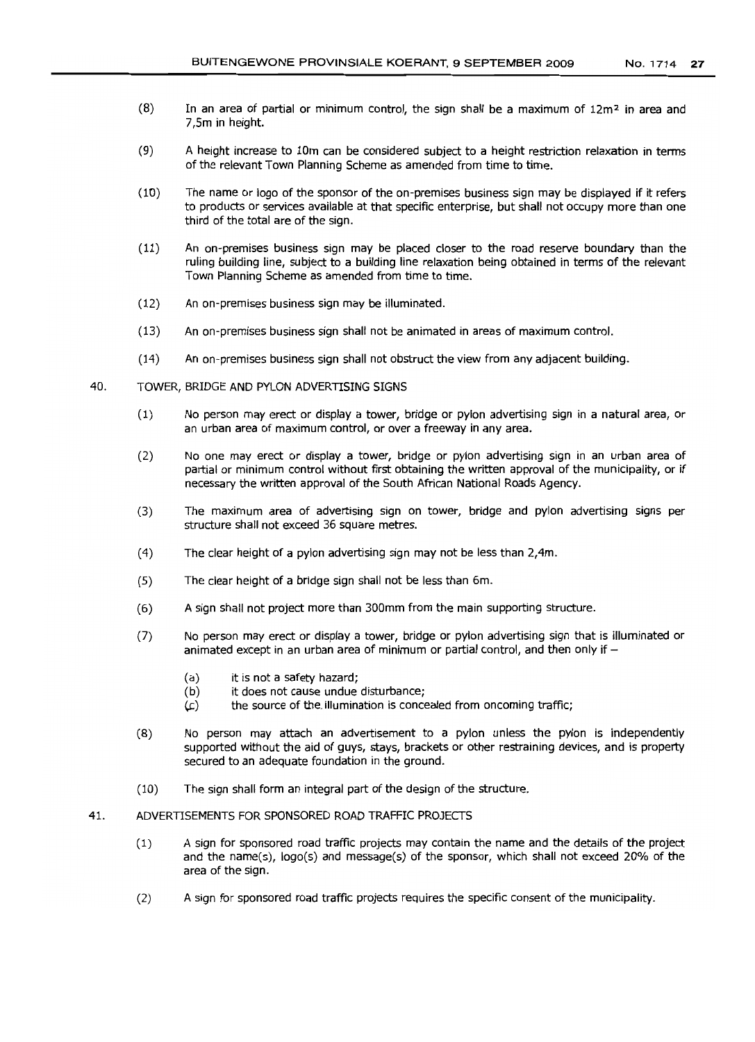(8) In an area of partial or minimum control, the sign shall be a maximum of $12m^2$ in area and 7,5m in height.

(9) A height increase to 10m can be considered subject to a height restriction relaxation in terms of the relevant Town Planning Scheme as amended from time to time.

(10) The name or logo of the sponsor of the on-premises business sign may be displayed if it refers to products or services available at that specific enterprise, but shall not occupy more than one third of the total are of the sign.

(11) An on-premises business sign may be placed closer to the road reserve boundary than the ruling building line, subject to a building line relaxation being obtained in terms of the relevant Town Planning Scheme as amended from time to time.

(12) An on-premises business sign may be illuminated.

(13) An on-premises business sign shall not be animated in areas of maximum control.

(14) An on-premises business sign shall not obstruct the view from any adjacent building.

40. TOWER, BRIDGE AND PYLON ADVERTISING SIGNS

(1) No person may erect or display a tower, bridge or pylon advertising sign in a natural area, or an urban area of maximum control, or over a freeway in any area.

(2) No one may erect or display a tower, bridge or pylon advertising sign in an urban area of partial or minimum control without first obtaining the written approval of the municipality, or if necessary the written approval of the South African National Roads Agency.

(3) The maximum area of advertising sign on tower, bridge and pylon advertising signs per structure shall not exceed 36 square metres.

(4) The clear height of a pylon advertising sign may not be less than 2,4m.

(5) The clear height of a bridge sign shall not be less than 6m.

(6) A sign shall not project more than 300mm from the main supporting structure.

(7) No person may erect or display a tower, bridge or pylon advertising sign that is illuminated or animated except in an urban area of minimum or partial control, and then only if –

- (a) it is not a safety hazard;
- (b) it does not cause undue disturbance;
- (c) the source of the illumination is concealed from oncoming traffic;

(8) No person may attach an advertisement to a pylon unless the pylon is independently supported without the aid of guys, stays, brackets or other restraining devices, and is property secured to an adequate foundation in the ground.

(10) The sign shall form an integral part of the design of the structure.

41. ADVERTISEMENTS FOR SPONSORED ROAD TRAFFIC PROJECTS

(1) A sign for sponsored road traffic projects may contain the name and the details of the project and the name(s), logo(s) and message(s) of the sponsor, which shall not exceed 20% of the area of the sign.

(2) A sign for sponsored road traffic projects requires the specific consent of the municipality.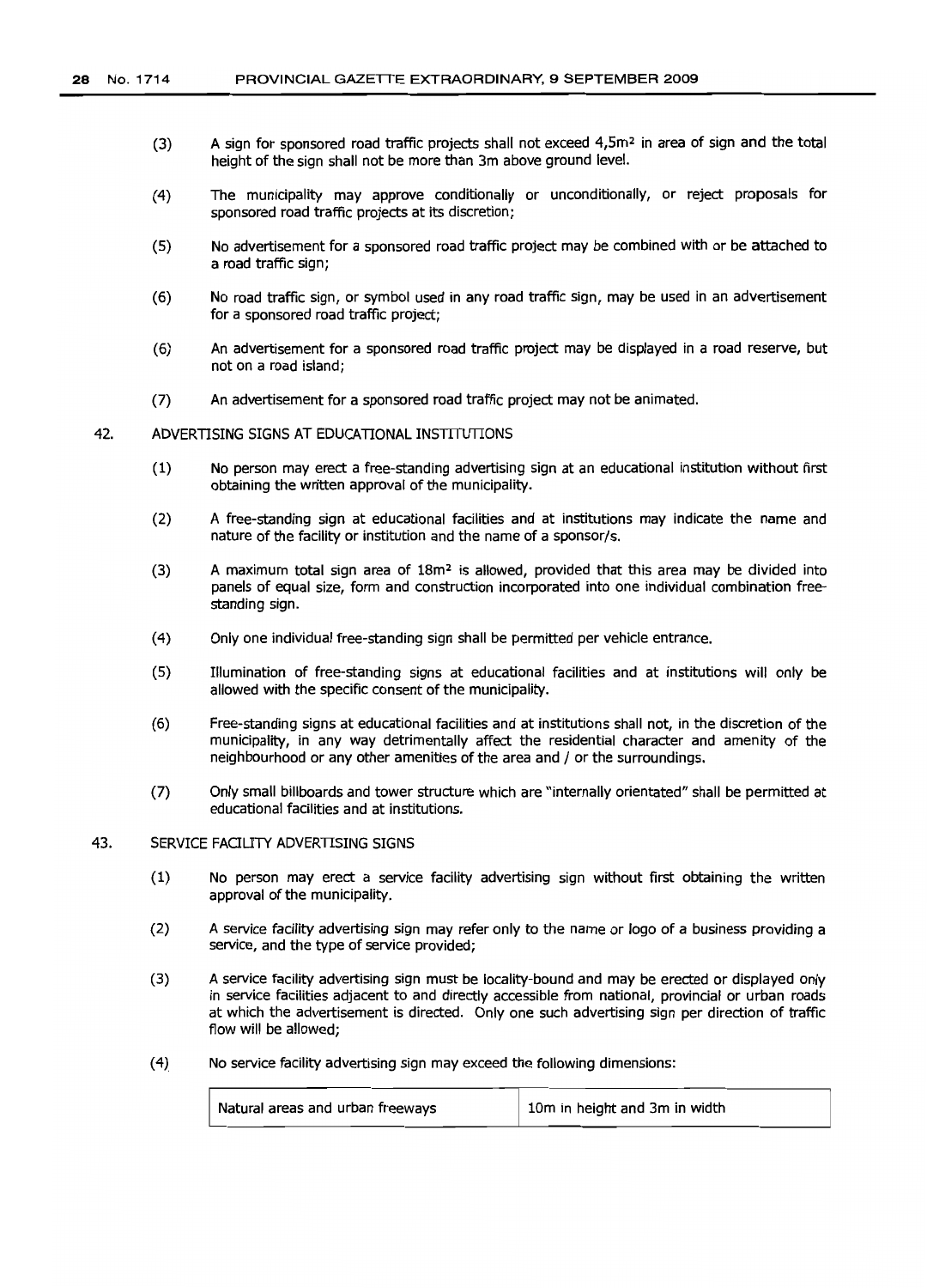(3) A sign for sponsored road traffic projects shall not exceed 4,5m² in area of sign and the total height of the sign shall not be more than 3m above ground level.

(4) The municipality may approve conditionally or unconditionally, or reject proposals for sponsored road traffic projects at its discretion;

(5) No advertisement for a sponsored road traffic project may be combined with or be attached to a road traffic sign;

(6) No road traffic sign, or symbol used in any road traffic sign, may be used in an advertisement for a sponsored road traffic project;

(6) An advertisement for a sponsored road traffic project may be displayed in a road reserve, but not on a road island;

(7) An advertisement for a sponsored road traffic project may not be animated.

42. ADVERTISING SIGNS AT EDUCATIONAL INSTITUTIONS

(1) No person may erect a free-standing advertising sign at an educational institution without first obtaining the written approval of the municipality.

(2) A free-standing sign at educational facilities and at institutions may indicate the name and nature of the facility or institution and the name of a sponsor/s.

(3) A maximum total sign area of 18m² is allowed, provided that this area may be divided into panels of equal size, form and construction incorporated into one individual combination free-standing sign.

(4) Only one individual free-standing sign shall be permitted per vehicle entrance.

(5) Illumination of free-standing signs at educational facilities and at institutions will only be allowed with the specific consent of the municipality.

(6) Free-standing signs at educational facilities and at institutions shall not, in the discretion of the municipality, in any way detrimentally affect the residential character and amenity of the neighbourhood or any other amenities of the area and / or the surroundings.

(7) Only small billboards and tower structure which are "internally orientated" shall be permitted at educational facilities and at institutions.

43. SERVICE FACILITY ADVERTISING SIGNS

(1) No person may erect a service facility advertising sign without first obtaining the written approval of the municipality.

(2) A service facility advertising sign may refer only to the name or logo of a business providing a service, and the type of service provided;

(3) A service facility advertising sign must be locality-bound and may be erected or displayed only in service facilities adjacent to and directly accessible from national, provincial or urban roads at which the advertisement is directed. Only one such advertising sign per direction of traffic flow will be allowed;

(4) No service facility advertising sign may exceed the following dimensions:

| | |
|---|---|
| Natural areas and urban freeways | 10m in height and 3m in width |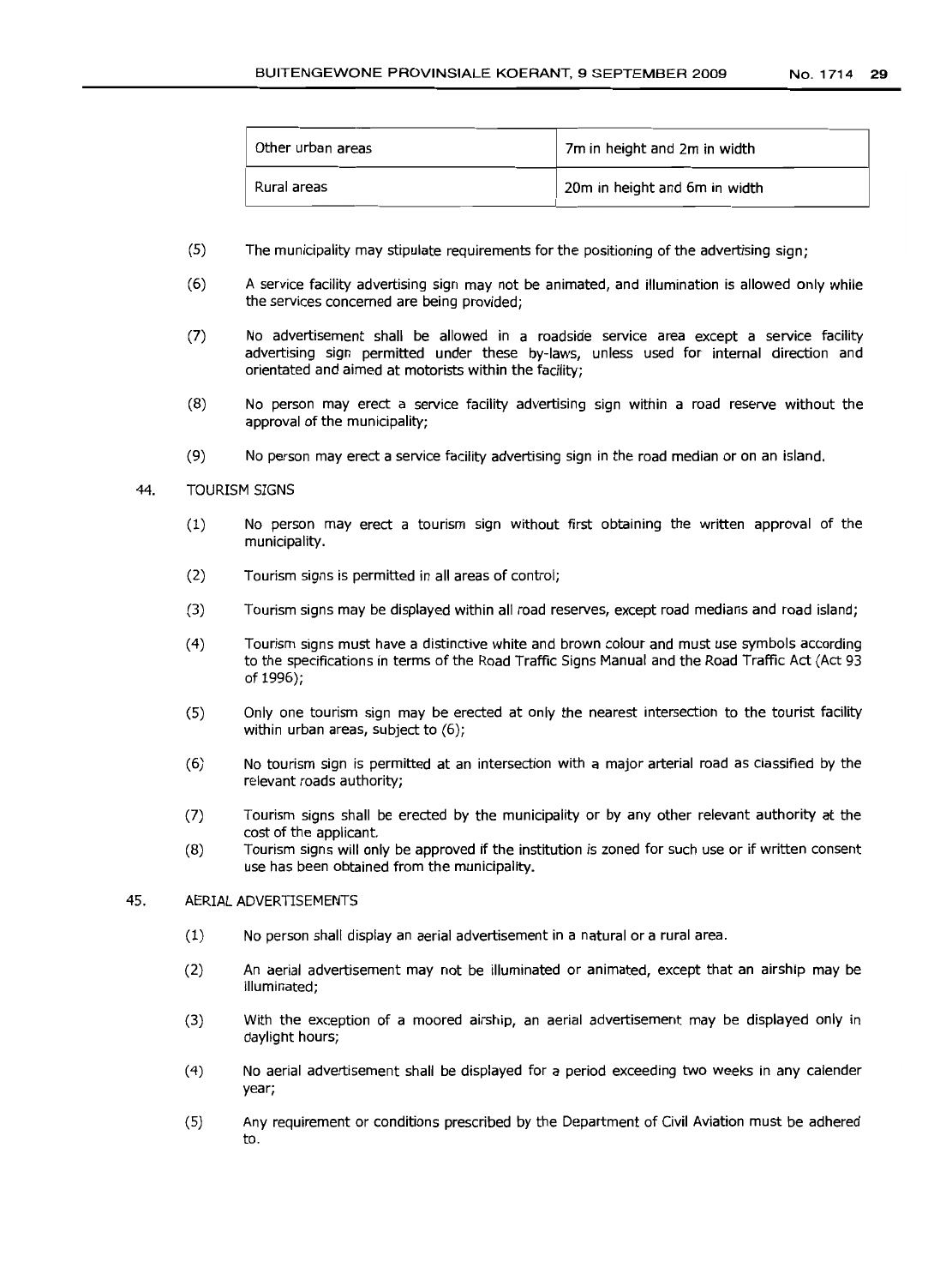| | |
|---|---|
| Other urban areas | 7m in height and 2m in width |
| Rural areas | 20m in height and 6m in width |

(5) The municipality may stipulate requirements for the positioning of the advertising sign;

(6) A service facility advertising sign may not be animated, and illumination is allowed only while the services concerned are being provided;

(7) No advertisement shall be allowed in a roadside service area except a service facility advertising sign permitted under these by-laws, unless used for internal direction and orientated and aimed at motorists within the facility;

(8) No person may erect a service facility advertising sign within a road reserve without the approval of the municipality;

(9) No person may erect a service facility advertising sign in the road median or on an island.

44. TOURISM SIGNS

(1) No person may erect a tourism sign without first obtaining the written approval of the municipality.

(2) Tourism signs is permitted in all areas of control;

(3) Tourism signs may be displayed within all road reserves, except road medians and road island;

(4) Tourism signs must have a distinctive white and brown colour and must use symbols according to the specifications in terms of the Road Traffic Signs Manual and the Road Traffic Act (Act 93 of 1996);

(5) Only one tourism sign may be erected at only the nearest intersection to the tourist facility within urban areas, subject to (6);

(6) No tourism sign is permitted at an intersection with a major arterial road as classified by the relevant roads authority;

(7) Tourism signs shall be erected by the municipality or by any other relevant authority at the cost of the applicant.

(8) Tourism signs will only be approved if the institution is zoned for such use or if written consent use has been obtained from the municipality.

45. AERIAL ADVERTISEMENTS

(1) No person shall display an aerial advertisement in a natural or a rural area.

(2) An aerial advertisement may not be illuminated or animated, except that an airship may be illuminated;

(3) With the exception of a moored airship, an aerial advertisement may be displayed only in daylight hours;

(4) No aerial advertisement shall be displayed for a period exceeding two weeks in any calender year;

(5) Any requirement or conditions prescribed by the Department of Civil Aviation must be adhered to.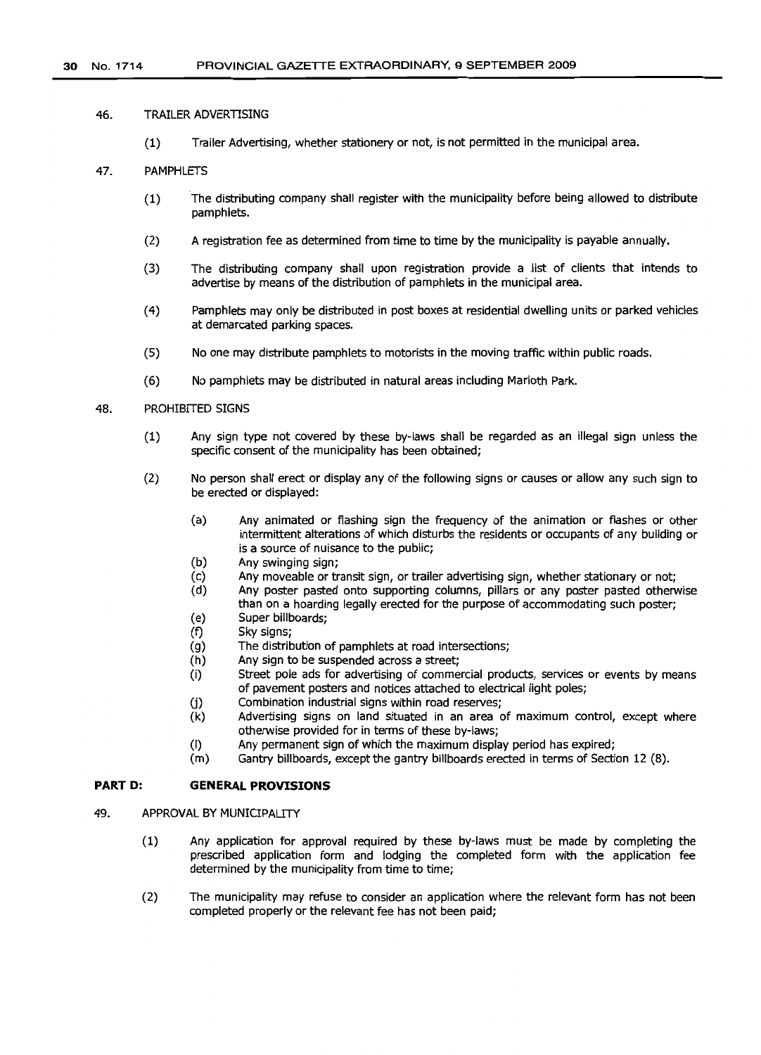46. TRAILER ADVERTISING

(1) Trailer Advertising, whether stationery or not, is not permitted in the municipal area.

47. PAMPHLETS

(1) The distributing company shall register with the municipality before being allowed to distribute pamphlets.

(2) A registration fee as determined from time to time by the municipality is payable annually.

(3) The distributing company shall upon registration provide a list of clients that intends to advertise by means of the distribution of pamphlets in the municipal area.

(4) Pamphlets may only be distributed in post boxes at residential dwelling units or parked vehicles at demarcated parking spaces.

(5) No one may distribute pamphlets to motorists in the moving traffic within public roads.

(6) No pamphlets may be distributed in natural areas including Marloth Park.

48. PROHIBITED SIGNS

(1) Any sign type not covered by these by-laws shall be regarded as an illegal sign unless the specific consent of the municipality has been obtained;

(2) No person shall erect or display any of the following signs or causes or allow any such sign to be erected or displayed:

(a) Any animated or flashing sign the frequency of the animation or flashes or other intermittent alterations of which disturbs the residents or occupants of any building or is a source of nuisance to the public;
(b) Any swinging sign;
(c) Any moveable or transit sign, or trailer advertising sign, whether stationary or not;
(d) Any poster pasted onto supporting columns, pillars or any poster pasted otherwise than on a hoarding legally erected for the purpose of accommodating such poster;
(e) Super billboards;
(f) Sky signs;
(g) The distribution of pamphlets at road intersections;
(h) Any sign to be suspended across a street;
(i) Street pole ads for advertising of commercial products, services or events by means of pavement posters and notices attached to electrical light poles;
(j) Combination industrial signs within road reserves;
(k) Advertising signs on land situated in an area of maximum control, except where otherwise provided for in terms of these by-laws;
(l) Any permanent sign of which the maximum display period has expired;
(m) Gantry billboards, except the gantry billboards erected in terms of Section 12 (8).

## PART D: GENERAL PROVISIONS

49. APPROVAL BY MUNICIPALITY

(1) Any application for approval required by these by-laws must be made by completing the prescribed application form and lodging the completed form with the application fee determined by the municipality from time to time;

(2) The municipality may refuse to consider an application where the relevant form has not been completed properly or the relevant fee has not been paid;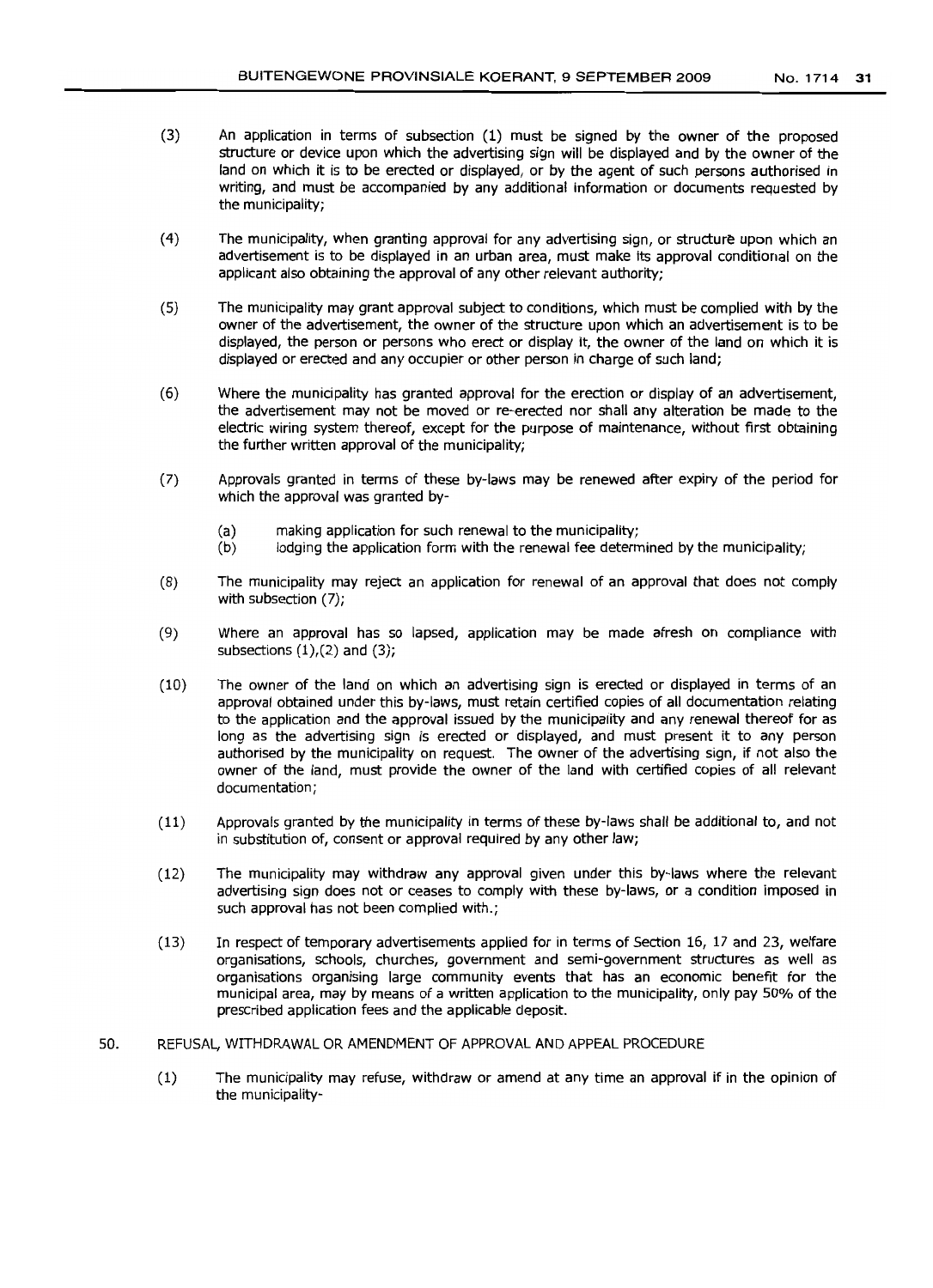(3) An application in terms of subsection (1) must be signed by the owner of the proposed structure or device upon which the advertising sign will be displayed and by the owner of the land on which it is to be erected or displayed, or by the agent of such persons authorised in writing, and must be accompanied by any additional information or documents requested by the municipality;

(4) The municipality, when granting approval for any advertising sign, or structure upon which an advertisement is to be displayed in an urban area, must make its approval conditional on the applicant also obtaining the approval of any other relevant authority;

(5) The municipality may grant approval subject to conditions, which must be complied with by the owner of the advertisement, the owner of the structure upon which an advertisement is to be displayed, the person or persons who erect or display it, the owner of the land on which it is displayed or erected and any occupier or other person in charge of such land;

(6) Where the municipality has granted approval for the erection or display of an advertisement, the advertisement may not be moved or re-erected nor shall any alteration be made to the electric wiring system thereof, except for the purpose of maintenance, without first obtaining the further written approval of the municipality;

(7) Approvals granted in terms of these by-laws may be renewed after expiry of the period for which the approval was granted by-

  (a) making application for such renewal to the municipality;
  (b) lodging the application form with the renewal fee determined by the municipality;

(8) The municipality may reject an application for renewal of an approval that does not comply with subsection (7);

(9) Where an approval has so lapsed, application may be made afresh on compliance with subsections (1),(2) and (3);

(10) The owner of the land on which an advertising sign is erected or displayed in terms of an approval obtained under this by-laws, must retain certified copies of all documentation relating to the application and the approval issued by the municipality and any renewal thereof for as long as the advertising sign is erected or displayed, and must present it to any person authorised by the municipality on request. The owner of the advertising sign, if not also the owner of the land, must provide the owner of the land with certified copies of all relevant documentation;

(11) Approvals granted by the municipality in terms of these by-laws shall be additional to, and not in substitution of, consent or approval required by any other law;

(12) The municipality may withdraw any approval given under this by-laws where the relevant advertising sign does not or ceases to comply with these by-laws, or a condition imposed in such approval has not been complied with.;

(13) In respect of temporary advertisements applied for in terms of Section 16, 17 and 23, welfare organisations, schools, churches, government and semi-government structures as well as organisations organising large community events that has an economic benefit for the municipal area, may by means of a written application to the municipality, only pay 50% of the prescribed application fees and the applicable deposit.

50. REFUSAL, WITHDRAWAL OR AMENDMENT OF APPROVAL AND APPEAL PROCEDURE

(1) The municipality may refuse, withdraw or amend at any time an approval if in the opinion of the municipality-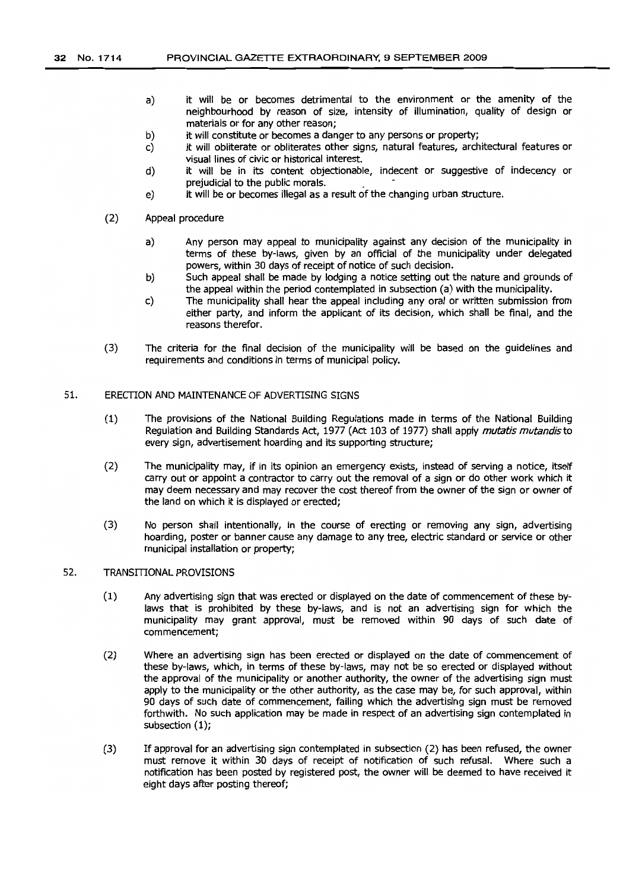a) it will be or becomes detrimental to the environment or the amenity of the neighbourhood by reason of size, intensity of illumination, quality of design or materials or for any other reason;

b) it will constitute or becomes a danger to any persons or property;

c) it will obliterate or obliterates other signs, natural features, architectural features or visual lines of civic or historical interest.

d) it will be in its content objectionable, indecent or suggestive of indecency or prejudicial to the public morals.

e) it will be or becomes illegal as a result of the changing urban structure.

(2) Appeal procedure

a) Any person may appeal to municipality against any decision of the municipality in terms of these by-laws, given by an official of the municipality under delegated powers, within 30 days of receipt of notice of such decision.

b) Such appeal shall be made by lodging a notice setting out the nature and grounds of the appeal within the period contemplated in subsection (a) with the municipality.

c) The municipality shall hear the appeal including any oral or written submission from either party, and inform the applicant of its decision, which shall be final, and the reasons therefor.

(3) The criteria for the final decision of the municipality will be based on the guidelines and requirements and conditions in terms of municipal policy.

51. ERECTION AND MAINTENANCE OF ADVERTISING SIGNS

(1) The provisions of the National Building Regulations made in terms of the National Building Regulation and Building Standards Act, 1977 (Act 103 of 1977) shall apply *mutatis mutandis* to every sign, advertisement hoarding and its supporting structure;

(2) The municipality may, if in its opinion an emergency exists, instead of serving a notice, itself carry out or appoint a contractor to carry out the removal of a sign or do other work which it may deem necessary and may recover the cost thereof from the owner of the sign or owner of the land on which it is displayed or erected;

(3) No person shall intentionally, in the course of erecting or removing any sign, advertising hoarding, poster or banner cause any damage to any tree, electric standard or service or other municipal installation or property;

52. TRANSITIONAL PROVISIONS

(1) Any advertising sign that was erected or displayed on the date of commencement of these by-laws that is prohibited by these by-laws, and is not an advertising sign for which the municipality may grant approval, must be removed within 90 days of such date of commencement;

(2) Where an advertising sign has been erected or displayed on the date of commencement of these by-laws, which, in terms of these by-laws, may not be so erected or displayed without the approval of the municipality or another authority, the owner of the advertising sign must apply to the municipality or the other authority, as the case may be, for such approval, within 90 days of such date of commencement, failing which the advertising sign must be removed forthwith. No such application may be made in respect of an advertising sign contemplated in subsection (1);

(3) If approval for an advertising sign contemplated in subsection (2) has been refused, the owner must remove it within 30 days of receipt of notification of such refusal. Where such a notification has been posted by registered post, the owner will be deemed to have received it eight days after posting thereof;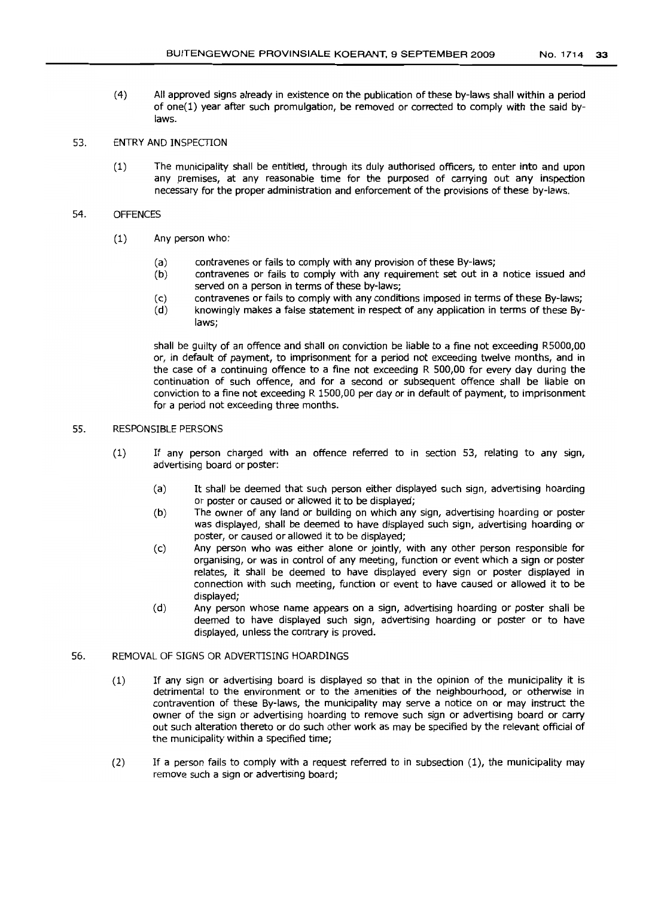(4) All approved signs already in existence on the publication of these by-laws shall within a period of one(1) year after such promulgation, be removed or corrected to comply with the said by-laws.

53. ENTRY AND INSPECTION

(1) The municipality shall be entitled, through its duly authorised officers, to enter into and upon any premises, at any reasonable time for the purposed of carrying out any inspection necessary for the proper administration and enforcement of the provisions of these by-laws.

54. OFFENCES

(1) Any person who:

(a) contravenes or fails to comply with any provision of these By-laws;
(b) contravenes or fails to comply with any requirement set out in a notice issued and served on a person in terms of these by-laws;
(c) contravenes or fails to comply with any conditions imposed in terms of these By-laws;
(d) knowingly makes a false statement in respect of any application in terms of these By-laws;

shall be guilty of an offence and shall on conviction be liable to a fine not exceeding R5000,00 or, in default of payment, to imprisonment for a period not exceeding twelve months, and in the case of a continuing offence to a fine not exceeding R 500,00 for every day during the continuation of such offence, and for a second or subsequent offence shall be liable on conviction to a fine not exceeding R 1500,00 per day or in default of payment, to imprisonment for a period not exceeding three months.

55. RESPONSIBLE PERSONS

(1) If any person charged with an offence referred to in section 53, relating to any sign, advertising board or poster:

(a) It shall be deemed that such person either displayed such sign, advertising hoarding or poster or caused or allowed it to be displayed;
(b) The owner of any land or building on which any sign, advertising hoarding or poster was displayed, shall be deemed to have displayed such sign, advertising hoarding or poster, or caused or allowed it to be displayed;
(c) Any person who was either alone or jointly, with any other person responsible for organising, or was in control of any meeting, function or event which a sign or poster relates, it shall be deemed to have displayed every sign or poster displayed in connection with such meeting, function or event to have caused or allowed it to be displayed;
(d) Any person whose name appears on a sign, advertising hoarding or poster shall be deemed to have displayed such sign, advertising hoarding or poster or to have displayed, unless the contrary is proved.

56. REMOVAL OF SIGNS OR ADVERTISING HOARDINGS

(1) If any sign or advertising board is displayed so that in the opinion of the municipality it is detrimental to the environment or to the amenities of the neighbourhood, or otherwise in contravention of these By-laws, the municipality may serve a notice on or may instruct the owner of the sign or advertising hoarding to remove such sign or advertising board or carry out such alteration thereto or do such other work as may be specified by the relevant official of the municipality within a specified time;

(2) If a person fails to comply with a request referred to in subsection (1), the municipality may remove such a sign or advertising board;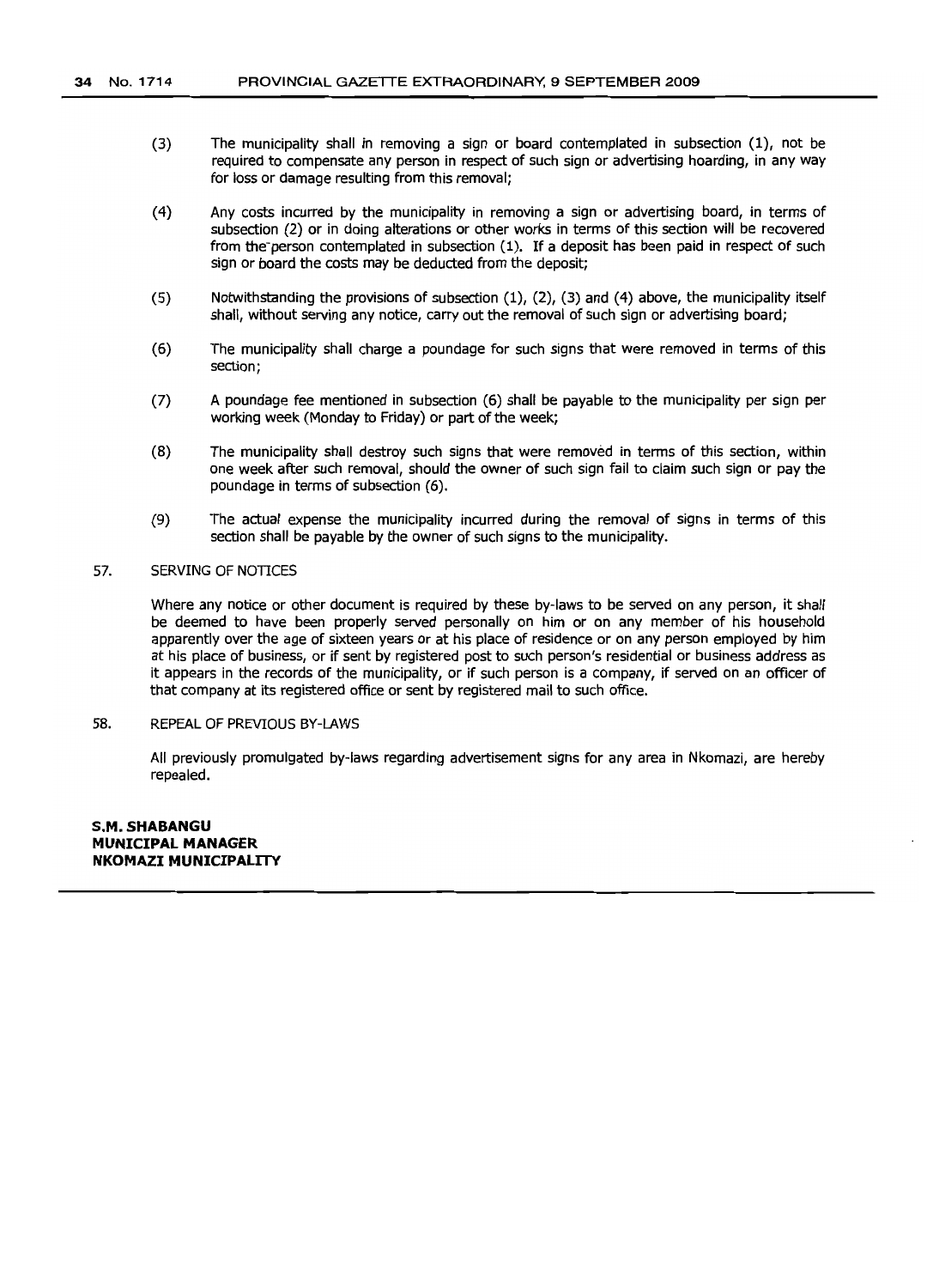(3) The municipality shall in removing a sign or board contemplated in subsection (1), not be required to compensate any person in respect of such sign or advertising hoarding, in any way for loss or damage resulting from this removal;

(4) Any costs incurred by the municipality in removing a sign or advertising board, in terms of subsection (2) or in doing alterations or other works in terms of this section will be recovered from the person contemplated in subsection (1). If a deposit has been paid in respect of such sign or board the costs may be deducted from the deposit;

(5) Notwithstanding the provisions of subsection (1), (2), (3) and (4) above, the municipality itself shall, without serving any notice, carry out the removal of such sign or advertising board;

(6) The municipality shall charge a poundage for such signs that were removed in terms of this section;

(7) A poundage fee mentioned in subsection (6) shall be payable to the municipality per sign per working week (Monday to Friday) or part of the week;

(8) The municipality shall destroy such signs that were removed in terms of this section, within one week after such removal, should the owner of such sign fail to claim such sign or pay the poundage in terms of subsection (6).

(9) The actual expense the municipality incurred during the removal of signs in terms of this section shall be payable by the owner of such signs to the municipality.

57. SERVING OF NOTICES

Where any notice or other document is required by these by-laws to be served on any person, it shall be deemed to have been properly served personally on him or on any member of his household apparently over the age of sixteen years or at his place of residence or on any person employed by him at his place of business, or if sent by registered post to such person's residential or business address as it appears in the records of the municipality, or if such person is a company, if served on an officer of that company at its registered office or sent by registered mail to such office.

58. REPEAL OF PREVIOUS BY-LAWS

All previously promulgated by-laws regarding advertisement signs for any area in Nkomazi, are hereby repealed.

**S.M. SHABANGU**
**MUNICIPAL MANAGER**
**NKOMAZI MUNICIPALITY**